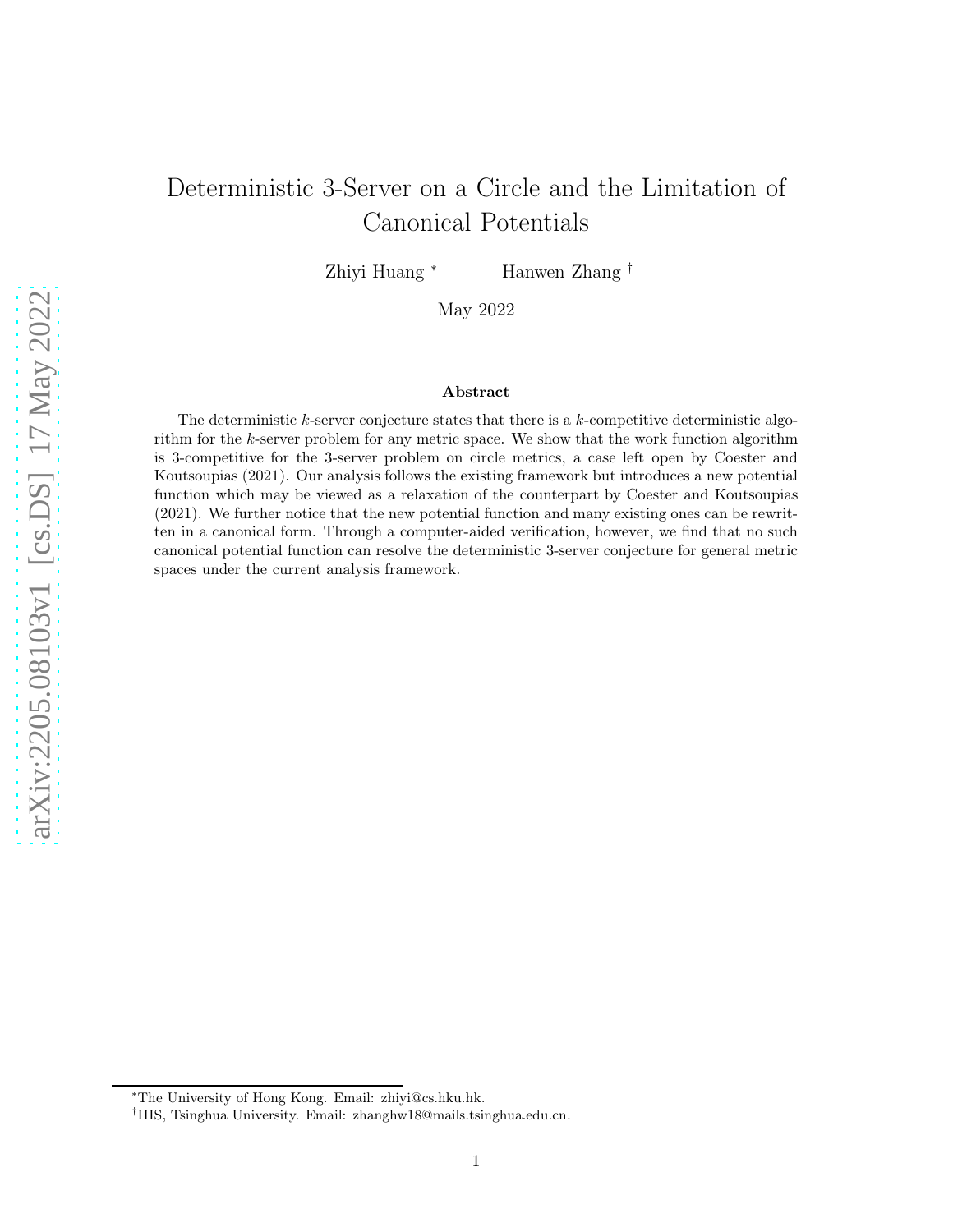# Deterministic 3-Server on a Circle and the Limitation of Canonical Potentials

Zhiyi Huang [*] Hanwen Zhang [†]

May 2022

### Abstract

The deterministic $k$-server conjecture states that there is a $k$-competitive deterministic algorithm for the $k$-server problem for any metric space. We show that the work function algorithm is 3-competitive for the 3-server problem on circle metrics, a case left open by Coester and Koutsoupias (2021). Our analysis follows the existing framework but introduces a new potential function which may be viewed as a relaxation of the counterpart by Coester and Koutsoupias (2021). We further notice that the new potential function and many existing ones can be rewritten in a canonical form. Through a computer-aided verification, however, we find that no such canonical potential function can resolve the deterministic 3-server conjecture for general metric spaces under the current analysis framework.

[*] The University of Hong Kong. Email: zhiyi@cs.hku.hk.

[†] IIIS, Tsinghua University. Email: zhanghw18@mails.tsinghua.edu.cn.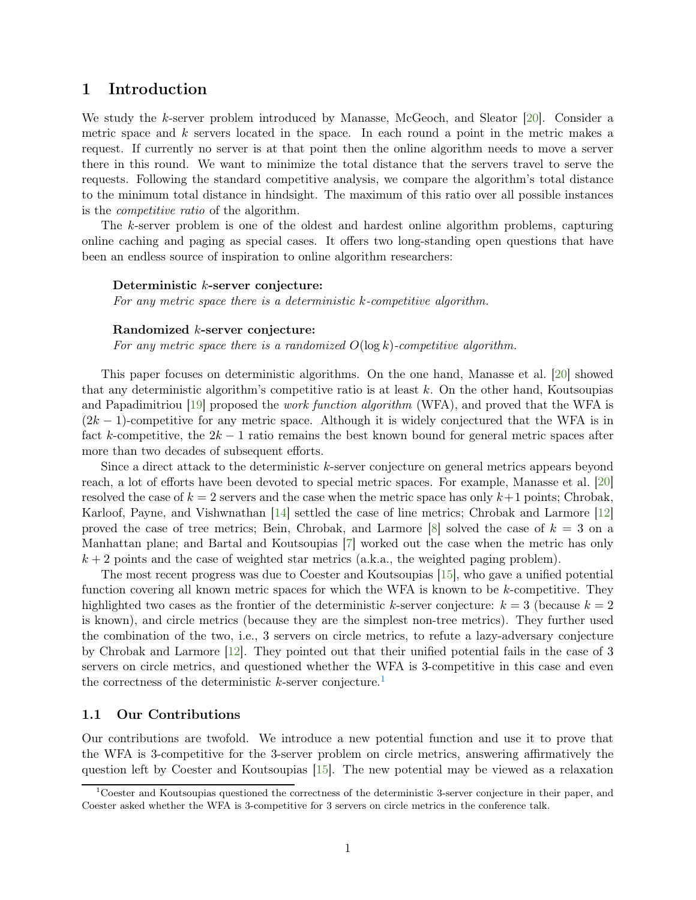# 1 Introduction

We study the $k$-server problem introduced by Manasse, McGeoch, and Sleator [20]. Consider a metric space and $k$ servers located in the space. In each round a point in the metric makes a request. If currently no server is at that point then the online algorithm needs to move a server there in this round. We want to minimize the total distance that the servers travel to serve the requests. Following the standard competitive analysis, we compare the algorithm's total distance to the minimum total distance in hindsight. The maximum of this ratio over all possible instances is the *competitive ratio* of the algorithm.

The $k$-server problem is one of the oldest and hardest online algorithm problems, capturing online caching and paging as special cases. It offers two long-standing open questions that have been an endless source of inspiration to online algorithm researchers:

> **Deterministic $k$-server conjecture:**
> *For any metric space there is a deterministic $k$-competitive algorithm.*
>
> **Randomized $k$-server conjecture:**
> *For any metric space there is a randomized $O(\log k)$-competitive algorithm.*

This paper focuses on deterministic algorithms. On the one hand, Manasse et al. [20] showed that any deterministic algorithm's competitive ratio is at least $k$. On the other hand, Koutsoupias and Papadimitriou [19] proposed the *work function algorithm* (WFA), and proved that the WFA is $(2k-1)$-competitive for any metric space. Although it is widely conjectured that the WFA is in fact $k$-competitive, the $2k-1$ ratio remains the best known bound for general metric spaces after more than two decades of subsequent efforts.

Since a direct attack to the deterministic $k$-server conjecture on general metrics appears beyond reach, a lot of efforts have been devoted to special metric spaces. For example, Manasse et al. [20] resolved the case of $k = 2$ servers and the case when the metric space has only $k+1$ points; Chrobak, Karloof, Payne, and Vishwnathan [14] settled the case of line metrics; Chrobak and Larmore [12] proved the case of tree metrics; Bein, Chrobak, and Larmore [8] solved the case of $k = 3$ on a Manhattan plane; and Bartal and Koutsoupias [7] worked out the case when the metric has only $k+2$ points and the case of weighted star metrics (a.k.a., the weighted paging problem).

The most recent progress was due to Coester and Koutsoupias [15], who gave a unified potential function covering all known metric spaces for which the WFA is known to be $k$-competitive. They highlighted two cases as the frontier of the deterministic $k$-server conjecture: $k = 3$ (because $k = 2$ is known), and circle metrics (because they are the simplest non-tree metrics). They further used the combination of the two, i.e., 3 servers on circle metrics, to refute a lazy-adversary conjecture by Chrobak and Larmore [12]. They pointed out that their unified potential fails in the case of 3 servers on circle metrics, and questioned whether the WFA is 3-competitive in this case and even the correctness of the deterministic $k$-server conjecture.[1]

## 1.1 Our Contributions

Our contributions are twofold. We introduce a new potential function and use it to prove that the WFA is 3-competitive for the 3-server problem on circle metrics, answering affirmatively the question left by Coester and Koutsoupias [15]. The new potential may be viewed as a relaxation

[1] Coester and Koutsoupias questioned the correctness of the deterministic 3-server conjecture in their paper, and Coester asked whether the WFA is 3-competitive for 3 servers on circle metrics in the conference talk.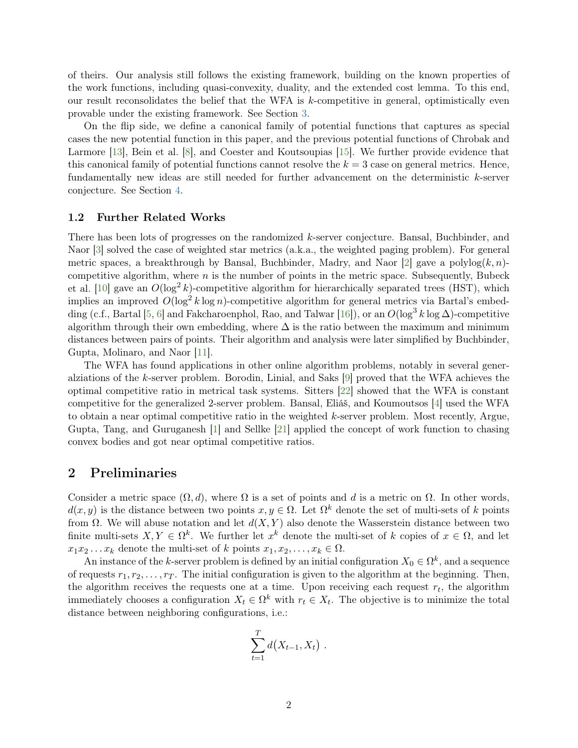of theirs. Our analysis still follows the existing framework, building on the known properties of the work functions, including quasi-convexity, duality, and the extended cost lemma. To this end, our result reconsolidates the belief that the WFA is $k$-competitive in general, optimistically even provable under the existing framework. See Section 3.

On the flip side, we define a canonical family of potential functions that captures as special cases the new potential function in this paper, and the previous potential functions of Chrobak and Larmore [13], Bein et al. [8], and Coester and Koutsoupias [15]. We further provide evidence that this canonical family of potential functions cannot resolve the $k = 3$ case on general metrics. Hence, fundamentally new ideas are still needed for further advancement on the deterministic $k$-server conjecture. See Section 4.

### 1.2 Further Related Works

There has been lots of progresses on the randomized $k$-server conjecture. Bansal, Buchbinder, and Naor [3] solved the case of weighted star metrics (a.k.a., the weighted paging problem). For general metric spaces, a breakthrough by Bansal, Buchbinder, Madry, and Naor [2] gave a polylog$(k, n)$-competitive algorithm, where $n$ is the number of points in the metric space. Subsequently, Bubeck et al. [10] gave an $O(\log^2 k)$-competitive algorithm for hierarchically separated trees (HST), which implies an improved $O(\log^2 k \log n)$-competitive algorithm for general metrics via Bartal's embedding (c.f., Bartal [5, 6] and Fakcharoenphol, Rao, and Talwar [16]), or an $O(\log^3 k \log \Delta)$-competitive algorithm through their own embedding, where $\Delta$ is the ratio between the maximum and minimum distances between pairs of points. Their algorithm and analysis were later simplified by Buchbinder, Gupta, Molinaro, and Naor [11].

The WFA has found applications in other online algorithm problems, notably in several generalziations of the $k$-server problem. Borodin, Linial, and Saks [9] proved that the WFA achieves the optimal competitive ratio in metrical task systems. Sitters [22] showed that the WFA is constant competitive for the generalized 2-server problem. Bansal, Eliáš, and Koumoutsos [4] used the WFA to obtain a near optimal competitive ratio in the weighted $k$-server problem. Most recently, Argue, Gupta, Tang, and Guruganesh [1] and Sellke [21] applied the concept of work function to chasing convex bodies and got near optimal competitive ratios.

## 2 Preliminaries

Consider a metric space $(\Omega, d)$, where $\Omega$ is a set of points and $d$ is a metric on $\Omega$. In other words, $d(x, y)$ is the distance between two points $x, y \in \Omega$. Let $\Omega^k$ denote the set of multi-sets of $k$ points from $\Omega$. We will abuse notation and let $d(X, Y)$ also denote the Wasserstein distance between two finite multi-sets $X, Y \in \Omega^k$. We further let $x^k$ denote the multi-set of $k$ copies of $x \in \Omega$, and let $x_1 x_2 \dots x_k$ denote the multi-set of $k$ points $x_1, x_2, \dots, x_k \in \Omega$.

An instance of the $k$-server problem is defined by an initial configuration $X_0 \in \Omega^k$, and a sequence of requests $r_1, r_2, \dots, r_T$. The initial configuration is given to the algorithm at the beginning. Then, the algorithm receives the requests one at a time. Upon receiving each request $r_t$, the algorithm immediately chooses a configuration $X_t \in \Omega^k$ with $r_t \in X_t$. The objective is to minimize the total distance between neighboring configurations, i.e.:

$$\sum_{t=1}^{T} d\big(X_{t-1}, X_t\big) \ .$$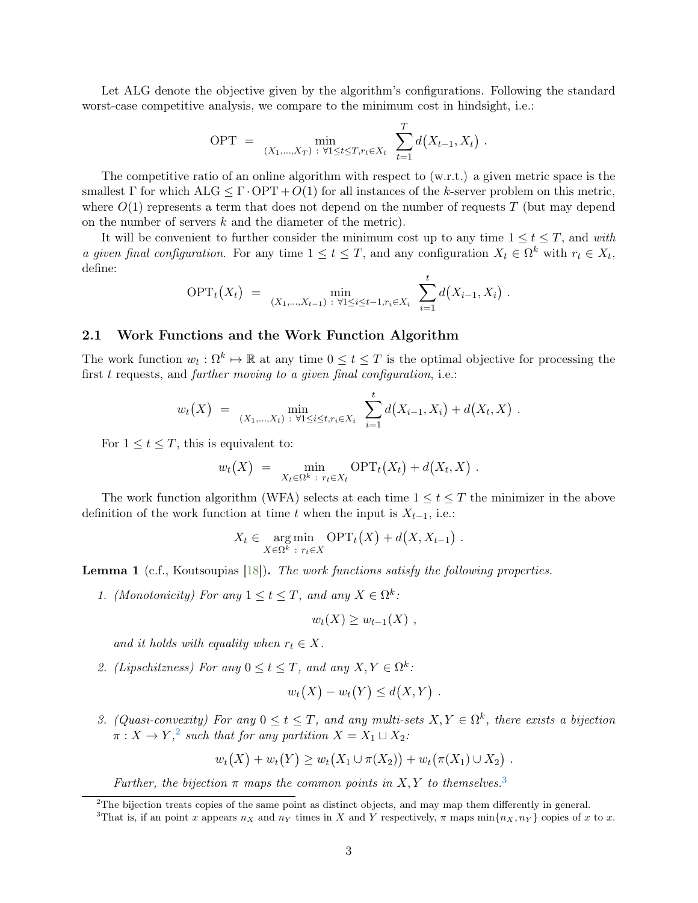Let ALG denote the objective given by the algorithm's configurations. Following the standard worst-case competitive analysis, we compare to the minimum cost in hindsight, i.e.:

$$\text{OPT} \;=\; \min_{(X_1,\dots,X_T)\,:\,\forall 1\le t\le T, r_t\in X_t} \;\sum_{t=1}^{T} d\big(X_{t-1}, X_t\big) \;.$$

The competitive ratio of an online algorithm with respect to (w.r.t.) a given metric space is the smallest $\Gamma$ for which $\text{ALG} \le \Gamma \cdot \text{OPT} + O(1)$ for all instances of the $k$-server problem on this metric, where $O(1)$ represents a term that does not depend on the number of requests $T$ (but may depend on the number of servers $k$ and the diameter of the metric).

It will be convenient to further consider the minimum cost up to any time $1 \le t \le T$, and *with a given final configuration*. For any time $1 \le t \le T$, and any configuration $X_t \in \Omega^k$ with $r_t \in X_t$, define:

$$\text{OPT}_t\big(X_t\big) \;=\; \min_{(X_1,\dots,X_{t-1})\,:\,\forall 1\le i\le t-1, r_i\in X_i} \;\sum_{i=1}^{t} d\big(X_{i-1}, X_i\big) \;.$$

## 2.1 Work Functions and the Work Function Algorithm

The work function $w_t : \Omega^k \mapsto \mathbb{R}$ at any time $0 \le t \le T$ is the optimal objective for processing the first $t$ requests, and *further moving to a given final configuration*, i.e.:

$$w_t\big(X\big) \;=\; \min_{(X_1,\dots,X_t)\,:\,\forall 1\le i\le t, r_i\in X_i} \;\sum_{i=1}^{t} d\big(X_{i-1}, X_i\big) + d\big(X_t, X\big) \;.$$

For $1 \le t \le T$, this is equivalent to:

$$w_t\big(X\big) \;=\; \min_{X_t\in\Omega^k\,:\,r_t\in X_t} \text{OPT}_t\big(X_t\big) + d\big(X_t, X\big) \;.$$

The work function algorithm (WFA) selects at each time $1 \le t \le T$ the minimizer in the above definition of the work function at time $t$ when the input is $X_{t-1}$, i.e.:

$$X_t \in \operatorname*{arg\,min}_{X\in\Omega^k\,:\,r_t\in X} \text{OPT}_t\big(X\big) + d\big(X, X_{t-1}\big) \;.$$

**Lemma 1** (c.f., Koutsoupias [18])**.** *The work functions satisfy the following properties.*

1. *(Monotonicity) For any $1 \le t \le T$, and any $X \in \Omega^k$:*

$$w_t(X) \ge w_{t-1}(X) \;,$$

   *and it holds with equality when $r_t \in X$.*

2. *(Lipschitzness) For any $0 \le t \le T$, and any $X, Y \in \Omega^k$:*

$$w_t\big(X\big) - w_t\big(Y\big) \le d\big(X, Y\big) \;.$$

3. *(Quasi-convexity) For any $0 \le t \le T$, and any multi-sets $X, Y \in \Omega^k$, there exists a bijection $\pi : X \to Y$,[2] such that for any partition $X = X_1 \sqcup X_2$:*

$$w_t\big(X\big) + w_t\big(Y\big) \ge w_t\big(X_1 \cup \pi(X_2)\big) + w_t\big(\pi(X_1) \cup X_2\big) \;.$$

   *Further, the bijection $\pi$ maps the common points in $X, Y$ to themselves.*[3]

[2] The bijection treats copies of the same point as distinct objects, and may map them differently in general.

[3] That is, if an point $x$ appears $n_X$ and $n_Y$ times in $X$ and $Y$ respectively, $\pi$ maps $\min\{n_X, n_Y\}$ copies of $x$ to $x$.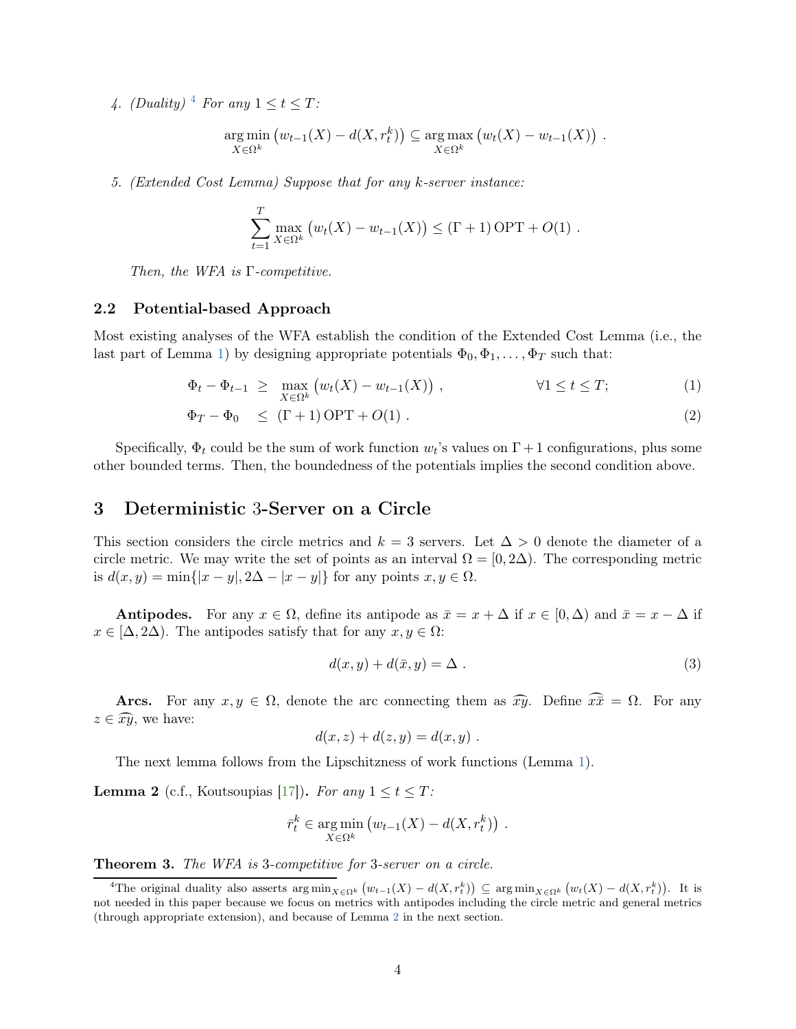4. *(Duality)* [4] *For any* $1 \le t \le T$*:*

$$\arg\min_{X \in \Omega^k} \big(w_{t-1}(X) - d(X, r_t^k)\big) \subseteq \arg\max_{X \in \Omega^k} \big(w_t(X) - w_{t-1}(X)\big) \ .$$

5. *(Extended Cost Lemma) Suppose that for any* $k$*-server instance:*

$$\sum_{t=1}^{T} \max_{X \in \Omega^k} \big(w_t(X) - w_{t-1}(X)\big) \le (\Gamma + 1)\, \mathrm{OPT} + O(1) \ .$$

*Then, the WFA is* $\Gamma$*-competitive.*

### 2.2 Potential-based Approach

Most existing analyses of the WFA establish the condition of the Extended Cost Lemma (i.e., the last part of Lemma 1) by designing appropriate potentials $\Phi_0, \Phi_1, \dots, \Phi_T$ such that:

$$\Phi_t - \Phi_{t-1} \ \ge \ \max_{X \in \Omega^k} \big(w_t(X) - w_{t-1}(X)\big) \ , \qquad \forall 1 \le t \le T; \tag{1}$$

$$\Phi_T - \Phi_0 \ \le \ (\Gamma + 1)\, \mathrm{OPT} + O(1) \ . \tag{2}$$

Specifically, $\Phi_t$ could be the sum of work function $w_t$'s values on $\Gamma + 1$ configurations, plus some other bounded terms. Then, the boundedness of the potentials implies the second condition above.

## 3 Deterministic 3-Server on a Circle

This section considers the circle metrics and $k = 3$ servers. Let $\Delta > 0$ denote the diameter of a circle metric. We may write the set of points as an interval $\Omega = [0, 2\Delta)$. The corresponding metric is $d(x, y) = \min\{|x - y|, 2\Delta - |x - y|\}$ for any points $x, y \in \Omega$.

**Antipodes.** For any $x \in \Omega$, define its antipode as $\bar{x} = x + \Delta$ if $x \in [0, \Delta)$ and $\bar{x} = x - \Delta$ if $x \in [\Delta, 2\Delta)$. The antipodes satisfy that for any $x, y \in \Omega$:

$$d(x, y) + d(\bar{x}, y) = \Delta \ . \tag{3}$$

**Arcs.** For any $x, y \in \Omega$, denote the arc connecting them as $\widehat{xy}$. Define $\widehat{x\bar{x}} = \Omega$. For any $z \in \widehat{xy}$, we have:

$$d(x, z) + d(z, y) = d(x, y) \ .$$

The next lemma follows from the Lipschitzness of work functions (Lemma 1).

**Lemma 2** (c.f., Koutsoupias [17]). *For any* $1 \le t \le T$*:*

$$\bar{r}_t^k \in \arg\min_{X \in \Omega^k} \big(w_{t-1}(X) - d(X, r_t^k)\big) \ .$$

**Theorem 3.** *The WFA is* 3*-competitive for* 3*-server on a circle.*

[4] The original duality also asserts $\arg\min_{X \in \Omega^k} \big(w_{t-1}(X) - d(X, r_t^k)\big) \subseteq \arg\min_{X \in \Omega^k} \big(w_t(X) - d(X, r_t^k)\big)$. It is not needed in this paper because we focus on metrics with antipodes including the circle metric and general metrics (through appropriate extension), and because of Lemma 2 in the next section.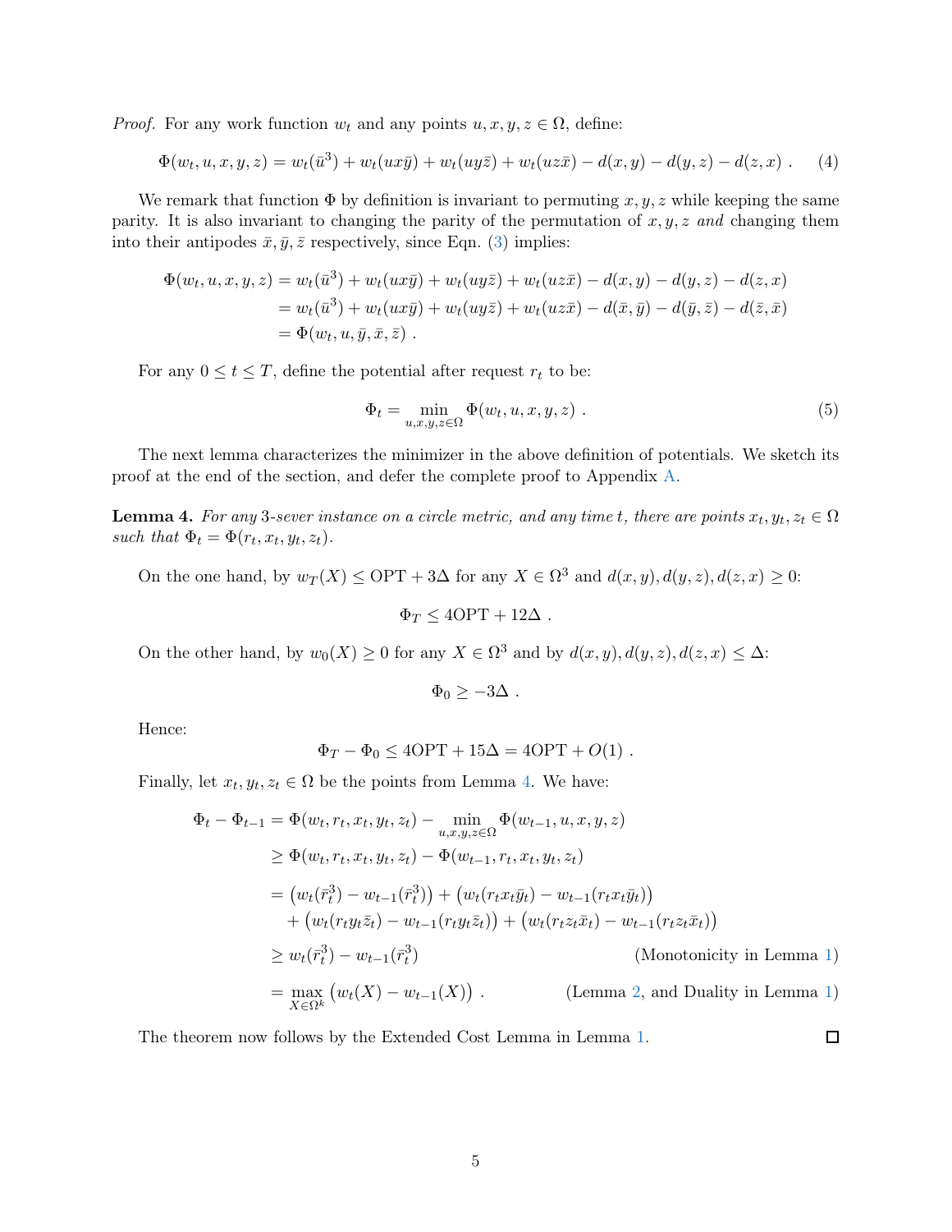*Proof.* For any work function $w_t$ and any points $u, x, y, z \in \Omega$, define:

$$\Phi(w_t, u, x, y, z) = w_t(\bar{u}^3) + w_t(ux\bar{y}) + w_t(uy\bar{z}) + w_t(uz\bar{x}) - d(x, y) - d(y, z) - d(z, x) \ . \tag{4}$$

We remark that function $\Phi$ by definition is invariant to permuting $x, y, z$ while keeping the same parity. It is also invariant to changing the parity of the permutation of $x, y, z$ *and* changing them into their antipodes $\bar{x}, \bar{y}, \bar{z}$ respectively, since Eqn. (3) implies:

$$\begin{aligned}
\Phi(w_t, u, x, y, z) &= w_t(\bar{u}^3) + w_t(ux\bar{y}) + w_t(uy\bar{z}) + w_t(uz\bar{x}) - d(x, y) - d(y, z) - d(z, x) \\
&= w_t(\bar{u}^3) + w_t(ux\bar{y}) + w_t(uy\bar{z}) + w_t(uz\bar{x}) - d(\bar{x}, \bar{y}) - d(\bar{y}, \bar{z}) - d(\bar{z}, \bar{x}) \\
&= \Phi(w_t, u, \bar{y}, \bar{x}, \bar{z}) \ .
\end{aligned}$$

For any $0 \le t \le T$, define the potential after request $r_t$ to be:

$$\Phi_t = \min_{u,x,y,z \in \Omega} \Phi(w_t, u, x, y, z) \ . \tag{5}$$

The next lemma characterizes the minimizer in the above definition of potentials. We sketch its proof at the end of the section, and defer the complete proof to Appendix A.

**Lemma 4.** *For any* 3*-sever instance on a circle metric, and any time* $t$*, there are points* $x_t, y_t, z_t \in \Omega$ *such that* $\Phi_t = \Phi(r_t, x_t, y_t, z_t)$*.*

On the one hand, by $w_T(X) \le \text{OPT} + 3\Delta$ for any $X \in \Omega^3$ and $d(x, y), d(y, z), d(z, x) \ge 0$:

$$\Phi_T \le 4\text{OPT} + 12\Delta \ .$$

On the other hand, by $w_0(X) \ge 0$ for any $X \in \Omega^3$ and by $d(x, y), d(y, z), d(z, x) \le \Delta$:

$$\Phi_0 \ge -3\Delta \ .$$

Hence:

$$\Phi_T - \Phi_0 \le 4\text{OPT} + 15\Delta = 4\text{OPT} + O(1) \ .$$

Finally, let $x_t, y_t, z_t \in \Omega$ be the points from Lemma 4. We have:

$$\begin{aligned}
\Phi_t - \Phi_{t-1} &= \Phi(w_t, r_t, x_t, y_t, z_t) - \min_{u,x,y,z \in \Omega} \Phi(w_{t-1}, u, x, y, z) \\
&\ge \Phi(w_t, r_t, x_t, y_t, z_t) - \Phi(w_{t-1}, r_t, x_t, y_t, z_t) \\
&= \big(w_t(\bar{r}_t^3) - w_{t-1}(\bar{r}_t^3)\big) + \big(w_t(r_t x_t \bar{y}_t) - w_{t-1}(r_t x_t \bar{y}_t)\big) \\
&\quad + \big(w_t(r_t y_t \bar{z}_t) - w_{t-1}(r_t y_t \bar{z}_t)\big) + \big(w_t(r_t z_t \bar{x}_t) - w_{t-1}(r_t z_t \bar{x}_t)\big) \\
&\ge w_t(\bar{r}_t^3) - w_{t-1}(\bar{r}_t^3) && \text{(Monotonicity in Lemma 1)} \\
&= \max_{X \in \Omega^k} \big(w_t(X) - w_{t-1}(X)\big) \ . && \text{(Lemma 2, and Duality in Lemma 1)}
\end{aligned}$$

The theorem now follows by the Extended Cost Lemma in Lemma 1. $\square$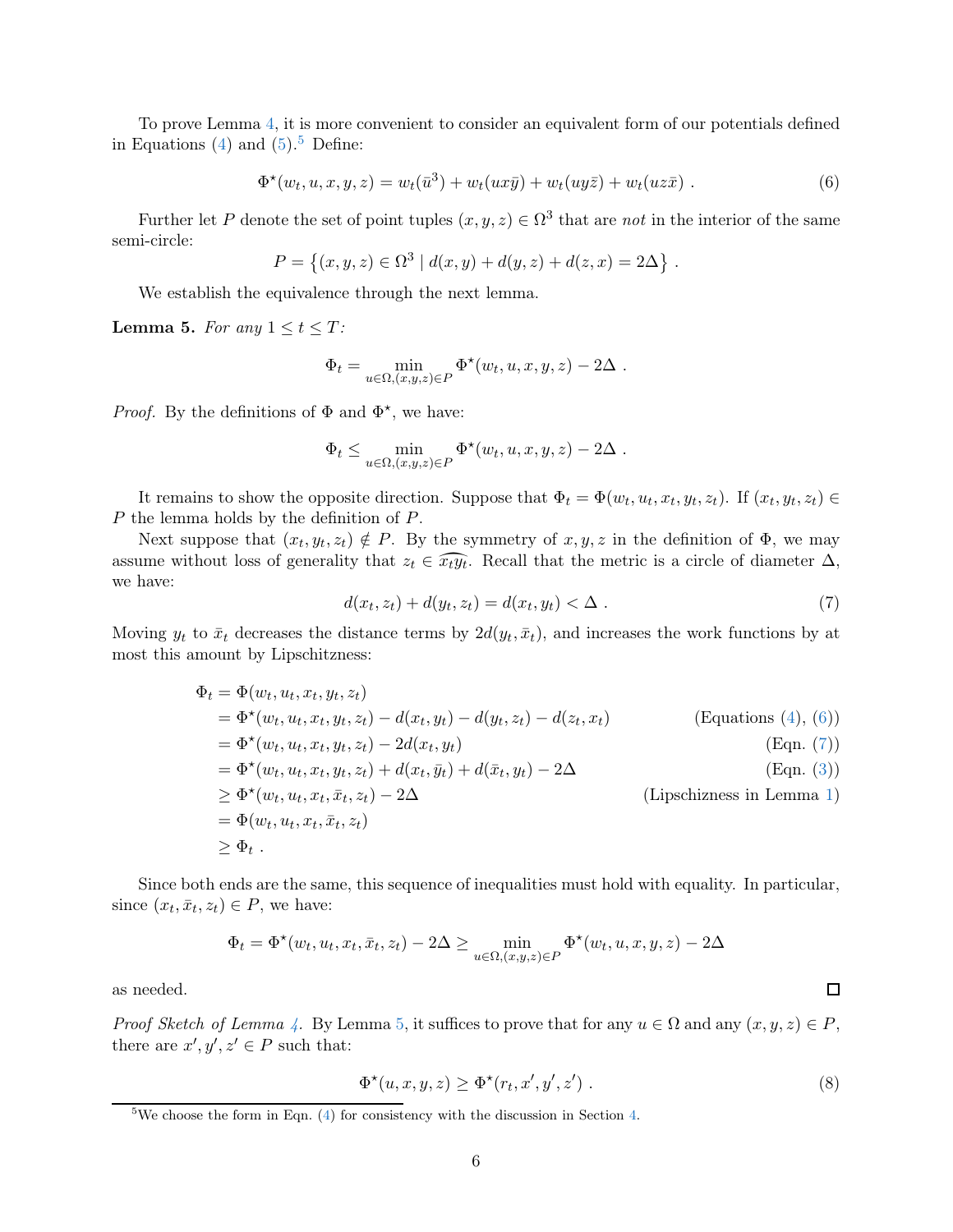To prove Lemma 4, it is more convenient to consider an equivalent form of our potentials defined in Equations (4) and (5).[5] Define:

$$\Phi^\star(w_t, u, x, y, z) = w_t(\bar{u}^3) + w_t(ux\bar{y}) + w_t(uy\bar{z}) + w_t(uz\bar{x}) \ . \tag{6}$$

Further let $P$ denote the set of point tuples $(x, y, z) \in \Omega^3$ that are *not* in the interior of the same semi-circle:

$$P = \left\{(x, y, z) \in \Omega^3 \mid d(x, y) + d(y, z) + d(z, x) = 2\Delta\right\} \ .$$

We establish the equivalence through the next lemma.

**Lemma 5.** *For any* $1 \le t \le T$*:*

$$\Phi_t = \min_{u \in \Omega, (x,y,z) \in P} \Phi^\star(w_t, u, x, y, z) - 2\Delta \ .$$

*Proof.* By the definitions of $\Phi$ and $\Phi^\star$, we have:

$$\Phi_t \le \min_{u \in \Omega, (x,y,z) \in P} \Phi^\star(w_t, u, x, y, z) - 2\Delta \ .$$

It remains to show the opposite direction. Suppose that $\Phi_t = \Phi(w_t, u_t, x_t, y_t, z_t)$. If $(x_t, y_t, z_t) \in P$ the lemma holds by the definition of $P$.

Next suppose that $(x_t, y_t, z_t) \notin P$. By the symmetry of $x, y, z$ in the definition of $\Phi$, we may assume without loss of generality that $z_t \in \widehat{x_t y_t}$. Recall that the metric is a circle of diameter $\Delta$, we have:

$$d(x_t, z_t) + d(y_t, z_t) = d(x_t, y_t) < \Delta \ . \tag{7}$$

Moving $y_t$ to $\bar{x}_t$ decreases the distance terms by $2d(y_t, \bar{x}_t)$, and increases the work functions by at most this amount by Lipschitzness:

$$\begin{aligned}
\Phi_t &= \Phi(w_t, u_t, x_t, y_t, z_t) \\
&= \Phi^\star(w_t, u_t, x_t, y_t, z_t) - d(x_t, y_t) - d(y_t, z_t) - d(z_t, x_t) && \text{(Equations (4), (6))} \\
&= \Phi^\star(w_t, u_t, x_t, y_t, z_t) - 2d(x_t, y_t) && \text{(Eqn. (7))} \\
&= \Phi^\star(w_t, u_t, x_t, y_t, z_t) + d(x_t, \bar{y}_t) + d(\bar{x}_t, y_t) - 2\Delta && \text{(Eqn. (3))} \\
&\ge \Phi^\star(w_t, u_t, x_t, \bar{x}_t, z_t) - 2\Delta && \text{(Lipschizness in Lemma 1)} \\
&= \Phi(w_t, u_t, x_t, \bar{x}_t, z_t) \\
&\ge \Phi_t \ .
\end{aligned}$$

Since both ends are the same, this sequence of inequalities must hold with equality. In particular, since $(x_t, \bar{x}_t, z_t) \in P$, we have:

$$\Phi_t = \Phi^\star(w_t, u_t, x_t, \bar{x}_t, z_t) - 2\Delta \ge \min_{u \in \Omega, (x,y,z) \in P} \Phi^\star(w_t, u, x, y, z) - 2\Delta$$

as needed. ☐

*Proof Sketch of Lemma 4.* By Lemma 5, it suffices to prove that for any $u \in \Omega$ and any $(x, y, z) \in P$, there are $x', y', z' \in P$ such that:

$$\Phi^\star(u, x, y, z) \ge \Phi^\star(r_t, x', y', z') \ . \tag{8}$$

[5] We choose the form in Eqn. (4) for consistency with the discussion in Section 4.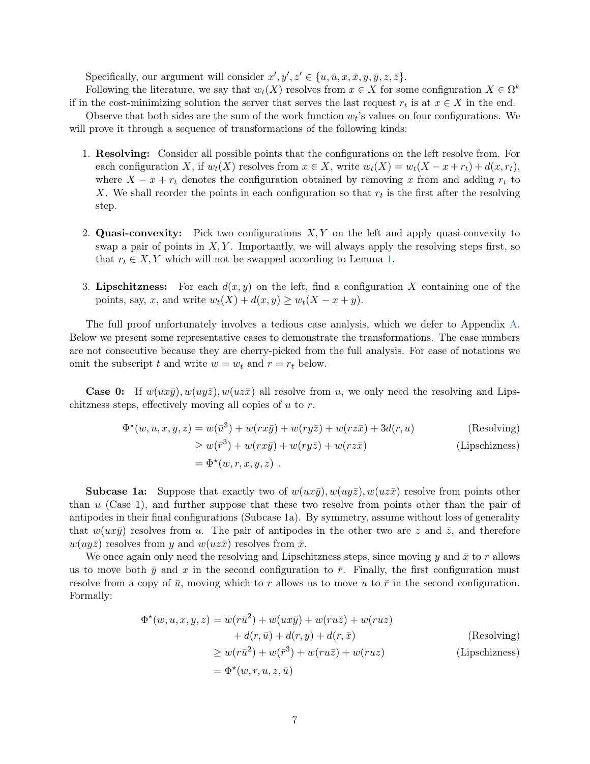Specifically, our argument will consider $x', y', z' \in \{u, \bar{u}, x, \bar{x}, y, \bar{y}, z, \bar{z}\}$.

Following the literature, we say that $w_t(X)$ resolves from $x \in X$ for some configuration $X \in \Omega^k$ if in the cost-minimizing solution the server that serves the last request $r_t$ is at $x \in X$ in the end.

Observe that both sides are the sum of the work function $w_t$'s values on four configurations. We will prove it through a sequence of transformations of the following kinds:

1. **Resolving:** Consider all possible points that the configurations on the left resolve from. For each configuration $X$, if $w_t(X)$ resolves from $x \in X$, write $w_t(X) = w_t(X - x + r_t) + d(x, r_t)$, where $X - x + r_t$ denotes the configuration obtained by removing $x$ from and adding $r_t$ to $X$. We shall reorder the points in each configuration so that $r_t$ is the first after the resolving step.

2. **Quasi-convexity:** Pick two configurations $X, Y$ on the left and apply quasi-convexity to swap a pair of points in $X, Y$. Importantly, we will always apply the resolving steps first, so that $r_t \in X, Y$ which will not be swapped according to Lemma 1.

3. **Lipschitzness:** For each $d(x, y)$ on the left, find a configuration $X$ containing one of the points, say, $x$, and write $w_t(X) + d(x, y) \geq w_t(X - x + y)$.

The full proof unfortunately involves a tedious case analysis, which we defer to Appendix A. Below we present some representative cases to demonstrate the transformations. The case numbers are not consecutive because they are cherry-picked from the full analysis. For ease of notations we omit the subscript $t$ and write $w = w_t$ and $r = r_t$ below.

**Case 0:** If $w(ux\bar{y}), w(uy\bar{z}), w(uz\bar{x})$ all resolve from $u$, we only need the resolving and Lipschitzness steps, effectively moving all copies of $u$ to $r$.

$$
\begin{aligned}
\Phi^\star(w, u, x, y, z) &= w(\bar{u}^3) + w(rx\bar{y}) + w(ry\bar{z}) + w(rz\bar{x}) + 3d(r, u) && \text{(Resolving)} \\
&\geq w(\bar{r}^3) + w(rx\bar{y}) + w(ry\bar{z}) + w(rz\bar{x}) && \text{(Lipschizness)} \\
&= \Phi^\star(w, r, x, y, z) \ .
\end{aligned}
$$

**Subcase 1a:** Suppose that exactly two of $w(ux\bar{y}), w(uy\bar{z}), w(uz\bar{x})$ resolve from points other than $u$ (Case 1), and further suppose that these two resolve from points other than the pair of antipodes in their final configurations (Subcase 1a). By symmetry, assume without loss of generality that $w(ux\bar{y})$ resolves from $u$. The pair of antipodes in the other two are $z$ and $\bar{z}$, and therefore $w(uy\bar{z})$ resolves from $y$ and $w(uz\bar{x})$ resolves from $\bar{x}$.

We once again only need the resolving and Lipschitzness steps, since moving $y$ and $\bar{x}$ to $r$ allows us to move both $\bar{y}$ and $x$ in the second configuration to $\bar{r}$. Finally, the first configuration must resolve from a copy of $\bar{u}$, moving which to $r$ allows us to move $u$ to $\bar{r}$ in the second configuration. Formally:

$$
\begin{aligned}
\Phi^\star(w, u, x, y, z) &= w(r\bar{u}^2) + w(ux\bar{y}) + w(ru\bar{z}) + w(ruz) \\
&\quad + d(r, \bar{u}) + d(r, y) + d(r, \bar{x}) && \text{(Resolving)} \\
&\geq w(r\bar{u}^2) + w(\bar{r}^3) + w(ru\bar{z}) + w(ruz) && \text{(Lipschizness)} \\
&= \Phi^\star(w, r, u, z, \bar{u})
\end{aligned}
$$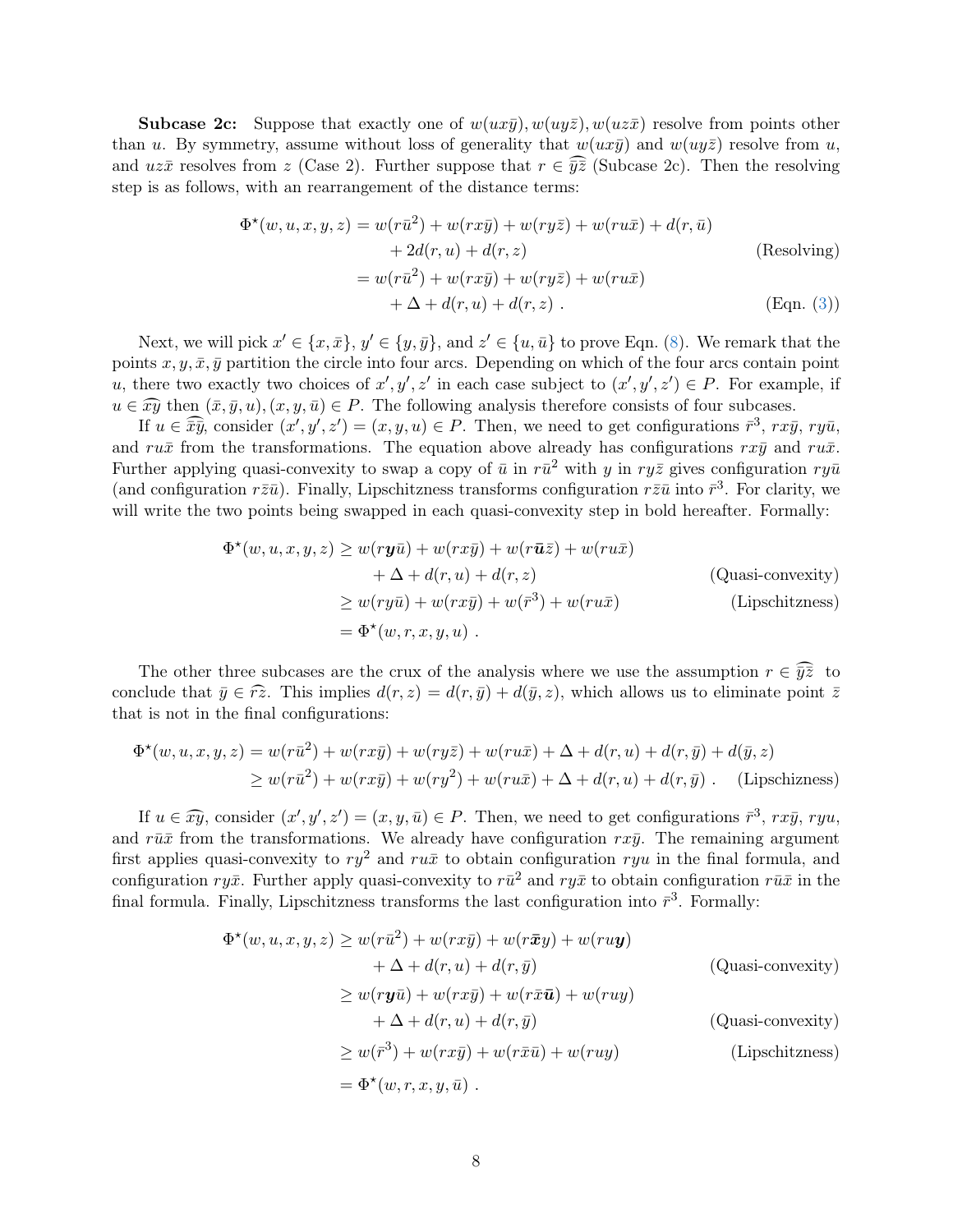**Subcase 2c:** Suppose that exactly one of $w(ux\bar{y}), w(uy\bar{z}), w(uz\bar{x})$ resolve from points other than $u$. By symmetry, assume without loss of generality that $w(ux\bar{y})$ and $w(uy\bar{z})$ resolve from $u$, and $uz\bar{x}$ resolves from $z$ (Case 2). Further suppose that $r \in \widehat{\bar{y}\bar{z}}$ (Subcase 2c). Then the resolving step is as follows, with an rearrangement of the distance terms:

$$
\begin{aligned}
\Phi^\star(w,u,x,y,z) &= w(r\bar{u}^2) + w(rx\bar{y}) + w(ry\bar{z}) + w(ru\bar{x}) + d(r,\bar{u}) \\
&\quad + 2d(r,u) + d(r,z) && \text{(Resolving)} \\
&= w(r\bar{u}^2) + w(rx\bar{y}) + w(ry\bar{z}) + w(ru\bar{x}) \\
&\quad + \Delta + d(r,u) + d(r,z) \ . && \text{(Eqn. (3))}
\end{aligned}
$$

Next, we will pick $x' \in \{x, \bar{x}\}$, $y' \in \{y, \bar{y}\}$, and $z' \in \{u, \bar{u}\}$ to prove Eqn. (8). We remark that the points $x, y, \bar{x}, \bar{y}$ partition the circle into four arcs. Depending on which of the four arcs contain point $u$, there two exactly two choices of $x', y', z'$ in each case subject to $(x', y', z') \in P$. For example, if $u \in \widehat{xy}$ then $(\bar{x}, \bar{y}, u), (x, y, \bar{u}) \in P$. The following analysis therefore consists of four subcases.

If $u \in \widehat{\bar{x}\bar{y}}$, consider $(x', y', z') = (x, y, u) \in P$. Then, we need to get configurations $\bar{r}^3$, $rx\bar{y}$, $ry\bar{u}$, and $ru\bar{x}$ from the transformations. The equation above already has configurations $rx\bar{y}$ and $ru\bar{x}$. Further applying quasi-convexity to swap a copy of $\bar{u}$ in $r\bar{u}^2$ with $y$ in $ry\bar{z}$ gives configuration $ry\bar{u}$ (and configuration $r\bar{z}\bar{u}$). Finally, Lipschitzness transforms configuration $r\bar{z}\bar{u}$ into $\bar{r}^3$. For clarity, we will write the two points being swapped in each quasi-convexity step in bold hereafter. Formally:

$$
\begin{aligned}
\Phi^\star(w,u,x,y,z) &\geq w(r\boldsymbol{y}\bar{u}) + w(rx\bar{y}) + w(r\boldsymbol{\bar{u}}\bar{z}) + w(ru\bar{x}) \\
&\quad + \Delta + d(r,u) + d(r,z) && \text{(Quasi-convexity)} \\
&\geq w(ry\bar{u}) + w(rx\bar{y}) + w(\bar{r}^3) + w(ru\bar{x}) && \text{(Lipschitzness)} \\
&= \Phi^\star(w,r,x,y,u) \ .
\end{aligned}
$$

The other three subcases are the crux of the analysis where we use the assumption $r \in \widehat{\bar{y}\bar{z}}$ to conclude that $\bar{y} \in \widehat{rz}$. This implies $d(r,z) = d(r,\bar{y}) + d(\bar{y},z)$, which allows us to eliminate point $\bar{z}$ that is not in the final configurations:

$$
\begin{aligned}
\Phi^\star(w,u,x,y,z) &= w(r\bar{u}^2) + w(rx\bar{y}) + w(ry\bar{z}) + w(ru\bar{x}) + \Delta + d(r,u) + d(r,\bar{y}) + d(\bar{y},z) \\
&\geq w(r\bar{u}^2) + w(rx\bar{y}) + w(ry^2) + w(ru\bar{x}) + \Delta + d(r,u) + d(r,\bar{y}) \ . && \text{(Lipschizness)}
\end{aligned}
$$

If $u \in \widehat{x\bar{y}}$, consider $(x', y', z') = (x, y, \bar{u}) \in P$. Then, we need to get configurations $\bar{r}^3$, $rx\bar{y}$, $ryu$, and $r\bar{u}\bar{x}$ from the transformations. We already have configuration $rx\bar{y}$. The remaining argument first applies quasi-convexity to $ry^2$ and $ru\bar{x}$ to obtain configuration $ryu$ in the final formula, and configuration $ry\bar{x}$. Further apply quasi-convexity to $r\bar{u}^2$ and $ry\bar{x}$ to obtain configuration $r\bar{u}\bar{x}$ in the final formula. Finally, Lipschitzness transforms the last configuration into $\bar{r}^3$. Formally:

$$
\begin{aligned}
\Phi^\star(w,u,x,y,z) &\geq w(r\bar{u}^2) + w(rx\bar{y}) + w(r\boldsymbol{\bar{x}}y) + w(ru\boldsymbol{y}) \\
&\quad + \Delta + d(r,u) + d(r,\bar{y}) && \text{(Quasi-convexity)} \\
&\geq w(r\boldsymbol{y}\bar{u}) + w(rx\bar{y}) + w(r\bar{x}\boldsymbol{\bar{u}}) + w(ruy) \\
&\quad + \Delta + d(r,u) + d(r,\bar{y}) && \text{(Quasi-convexity)} \\
&\geq w(\bar{r}^3) + w(rx\bar{y}) + w(r\bar{x}\bar{u}) + w(ruy) && \text{(Lipschitzness)} \\
&= \Phi^\star(w,r,x,y,\bar{u}) \ .
\end{aligned}
$$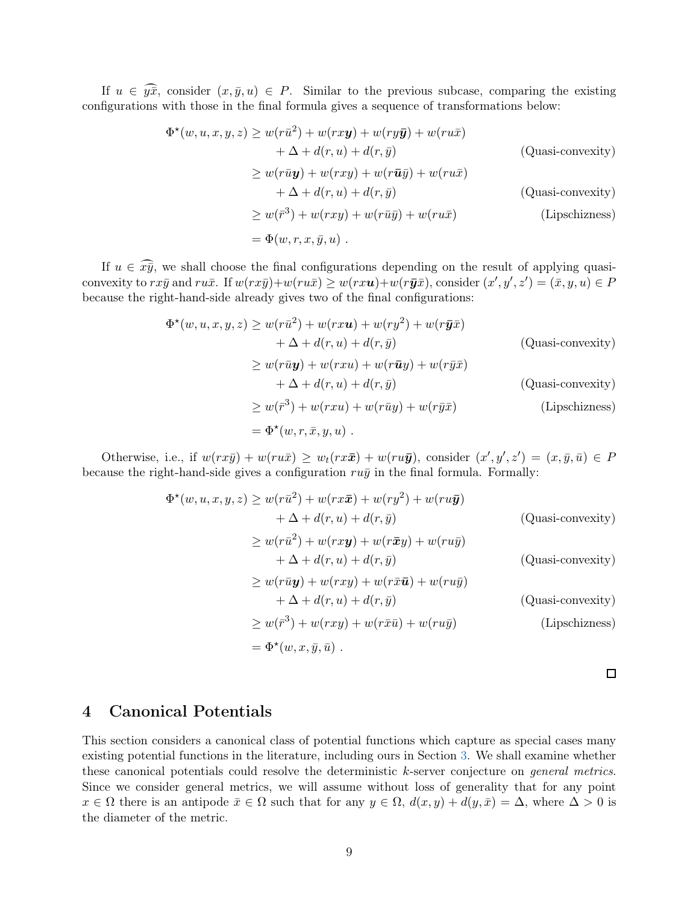If $u \in \widehat{y\bar{x}}$, consider $(x, \bar{y}, u) \in P$. Similar to the previous subcase, comparing the existing configurations with those in the final formula gives a sequence of transformations below:

$$
\begin{aligned}
\Phi^\star(w,u,x,y,z) &\geq w(r\bar{u}^2) + w(rx\boldsymbol{y}) + w(ry\bar{\boldsymbol{y}}) + w(ru\bar{x}) \\
&\quad + \Delta + d(r,u) + d(r,\bar{y}) && \text{(Quasi-convexity)} \\
&\geq w(r\bar{u}\boldsymbol{y}) + w(rxy) + w(r\bar{\boldsymbol{u}}\bar{y}) + w(ru\bar{x}) \\
&\quad + \Delta + d(r,u) + d(r,\bar{y}) && \text{(Quasi-convexity)} \\
&\geq w(\bar{r}^3) + w(rxy) + w(r\bar{u}\bar{y}) + w(ru\bar{x}) && \text{(Lipschizness)} \\
&= \Phi(w,r,x,\bar{y},u) \ .
\end{aligned}
$$

If $u \in \widehat{x\bar{y}}$, we shall choose the final configurations depending on the result of applying quasi-convexity to $rx\bar{y}$ and $ru\bar{x}$. If $w(rx\bar{y}) + w(ru\bar{x}) \geq w(rx\boldsymbol{u}) + w(r\bar{\boldsymbol{y}}\bar{x})$, consider $(x', y', z') = (\bar{x}, y, u) \in P$ because the right-hand-side already gives two of the final configurations:

$$
\begin{aligned}
\Phi^\star(w,u,x,y,z) &\geq w(r\bar{u}^2) + w(rx\boldsymbol{u}) + w(ry^2) + w(r\bar{\boldsymbol{y}}\bar{x}) \\
&\quad + \Delta + d(r,u) + d(r,\bar{y}) && \text{(Quasi-convexity)} \\
&\geq w(r\bar{u}\boldsymbol{y}) + w(rxu) + w(r\bar{\boldsymbol{u}}y) + w(r\bar{y}\bar{x}) \\
&\quad + \Delta + d(r,u) + d(r,\bar{y}) && \text{(Quasi-convexity)} \\
&\geq w(\bar{r}^3) + w(rxu) + w(r\bar{u}y) + w(r\bar{y}\bar{x}) && \text{(Lipschizness)} \\
&= \Phi^\star(w,r,\bar{x},y,u) \ .
\end{aligned}
$$

Otherwise, i.e., if $w(rx\bar{y}) + w(ru\bar{x}) \geq w_t(rx\bar{\boldsymbol{x}}) + w(ru\bar{\boldsymbol{y}})$, consider $(x', y', z') = (x, \bar{y}, \bar{u}) \in P$ because the right-hand-side gives a configuration $ru\bar{y}$ in the final formula. Formally:

$$
\begin{aligned}
\Phi^\star(w,u,x,y,z) &\geq w(r\bar{u}^2) + w(rx\bar{\boldsymbol{x}}) + w(ry^2) + w(ru\bar{\boldsymbol{y}}) \\
&\quad + \Delta + d(r,u) + d(r,\bar{y}) && \text{(Quasi-convexity)} \\
&\geq w(r\bar{u}^2) + w(rx\boldsymbol{y}) + w(r\bar{\boldsymbol{x}}y) + w(ru\bar{y}) \\
&\quad + \Delta + d(r,u) + d(r,\bar{y}) && \text{(Quasi-convexity)} \\
&\geq w(r\bar{u}\boldsymbol{y}) + w(rxy) + w(r\bar{x}\bar{\boldsymbol{u}}) + w(ru\bar{y}) \\
&\quad + \Delta + d(r,u) + d(r,\bar{y}) && \text{(Quasi-convexity)} \\
&\geq w(\bar{r}^3) + w(rxy) + w(r\bar{x}\bar{u}) + w(ru\bar{y}) && \text{(Lipschizness)} \\
&= \Phi^\star(w,x,\bar{y},\bar{u}) \ .
\end{aligned}
$$

□

# 4 Canonical Potentials

This section considers a canonical class of potential functions which capture as special cases many existing potential functions in the literature, including ours in Section 3. We shall examine whether these canonical potentials could resolve the deterministic $k$-server conjecture on *general metrics*. Since we consider general metrics, we will assume without loss of generality that for any point $x \in \Omega$ there is an antipode $\bar{x} \in \Omega$ such that for any $y \in \Omega$, $d(x, y) + d(y, \bar{x}) = \Delta$, where $\Delta > 0$ is the diameter of the metric.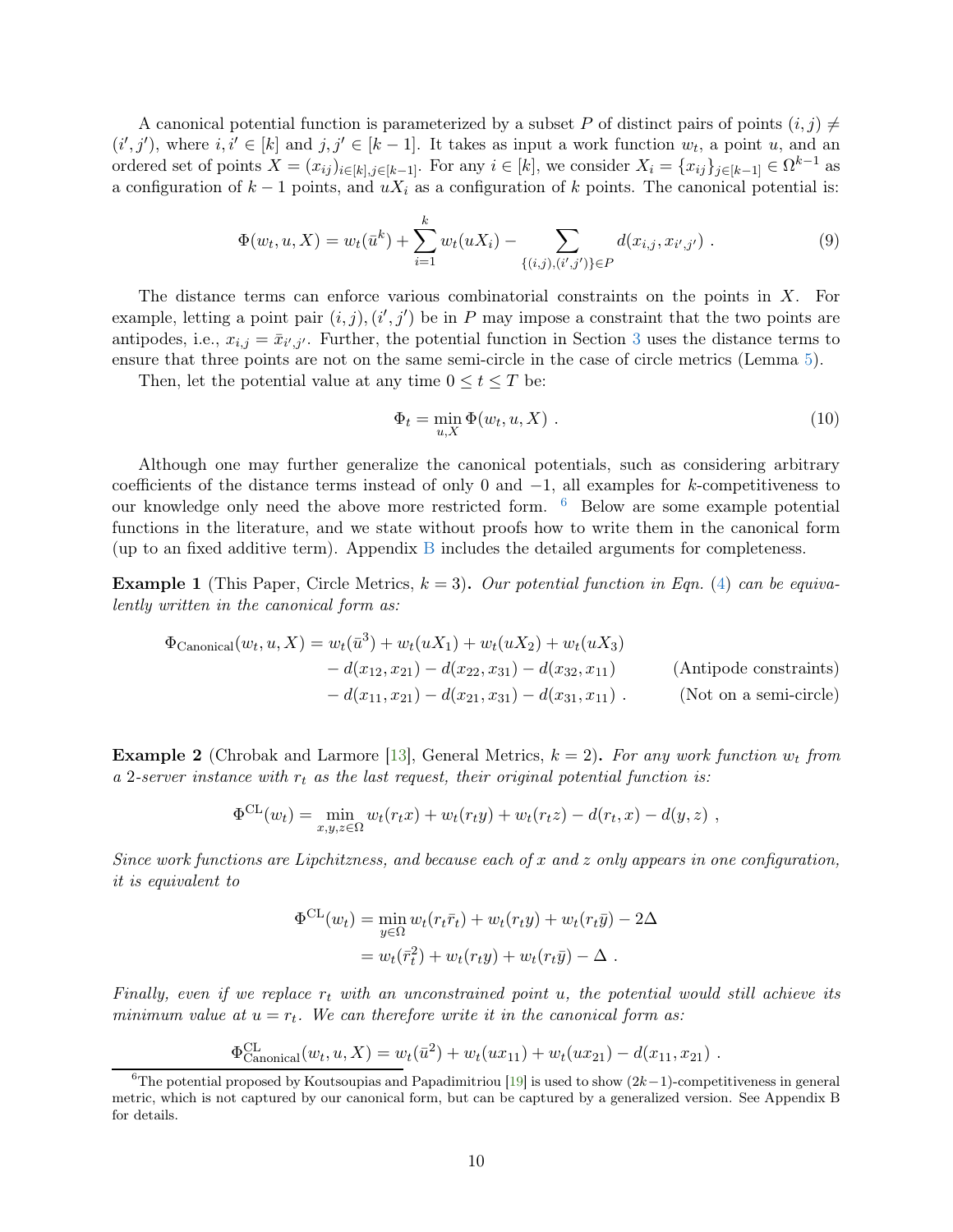A canonical potential function is parameterized by a subset $P$ of distinct pairs of points $(i,j) \neq (i',j')$, where $i,i' \in [k]$ and $j,j' \in [k-1]$. It takes as input a work function $w_t$, a point $u$, and an ordered set of points $X = (x_{ij})_{i\in[k],j\in[k-1]}$. For any $i \in [k]$, we consider $X_i = \{x_{ij}\}_{j\in[k-1]} \in \Omega^{k-1}$ as a configuration of $k-1$ points, and $uX_i$ as a configuration of $k$ points. The canonical potential is:

$$\Phi(w_t, u, X) = w_t(\bar{u}^k) + \sum_{i=1}^{k} w_t(uX_i) - \sum_{\{(i,j),(i',j')\}\in P} d(x_{i,j}, x_{i',j'}) \ . \tag{9}$$

The distance terms can enforce various combinatorial constraints on the points in $X$. For example, letting a point pair $(i,j),(i',j')$ be in $P$ may impose a constraint that the two points are antipodes, i.e., $x_{i,j} = \bar{x}_{i',j'}$. Further, the potential function in Section 3 uses the distance terms to ensure that three points are not on the same semi-circle in the case of circle metrics (Lemma 5).

Then, let the potential value at any time $0 \leq t \leq T$ be:

$$\Phi_t = \min_{u,X} \Phi(w_t, u, X) \ . \tag{10}$$

Although one may further generalize the canonical potentials, such as considering arbitrary coefficients of the distance terms instead of only 0 and $-1$, all examples for $k$-competitiveness to our knowledge only need the above more restricted form. [6] Below are some example potential functions in the literature, and we state without proofs how to write them in the canonical form (up to an fixed additive term). Appendix B includes the detailed arguments for completeness.

**Example 1** (This Paper, Circle Metrics, $k=3$)**.** *Our potential function in Eqn. (4) can be equivalently written in the canonical form as:*

$$\begin{aligned}
\Phi_{\text{Canonical}}(w_t, u, X) = w_t(\bar{u}^3) &+ w_t(uX_1) + w_t(uX_2) + w_t(uX_3) \\
&- d(x_{12}, x_{21}) - d(x_{22}, x_{31}) - d(x_{32}, x_{11}) \qquad \text{(Antipode constraints)} \\
&- d(x_{11}, x_{21}) - d(x_{21}, x_{31}) - d(x_{31}, x_{11}) \ . \qquad \text{(Not on a semi-circle)}
\end{aligned}$$

**Example 2** (Chrobak and Larmore [13], General Metrics, $k=2$)**.** *For any work function $w_t$ from a 2-server instance with $r_t$ as the last request, their original potential function is:*

$$\Phi^{\text{CL}}(w_t) = \min_{x,y,z\in\Omega} w_t(r_t x) + w_t(r_t y) + w_t(r_t z) - d(r_t, x) - d(y, z) \ ,$$

*Since work functions are Lipchitzness, and because each of $x$ and $z$ only appears in one configuration, it is equivalent to*

$$\begin{aligned}
\Phi^{\text{CL}}(w_t) &= \min_{y\in\Omega} w_t(r_t \bar{r}_t) + w_t(r_t y) + w_t(r_t \bar{y}) - 2\Delta \\
&= w_t(\bar{r}_t^2) + w_t(r_t y) + w_t(r_t \bar{y}) - \Delta \ .
\end{aligned}$$

*Finally, even if we replace $r_t$ with an unconstrained point $u$, the potential would still achieve its minimum value at $u = r_t$. We can therefore write it in the canonical form as:*

$$\Phi^{\text{CL}}_{\text{Canonical}}(w_t, u, X) = w_t(\bar{u}^2) + w_t(ux_{11}) + w_t(ux_{21}) - d(x_{11}, x_{21}) \ .$$

[6] The potential proposed by Koutsoupias and Papadimitriou [19] is used to show $(2k-1)$-competitiveness in general metric, which is not captured by our canonical form, but can be captured by a generalized version. See Appendix B for details.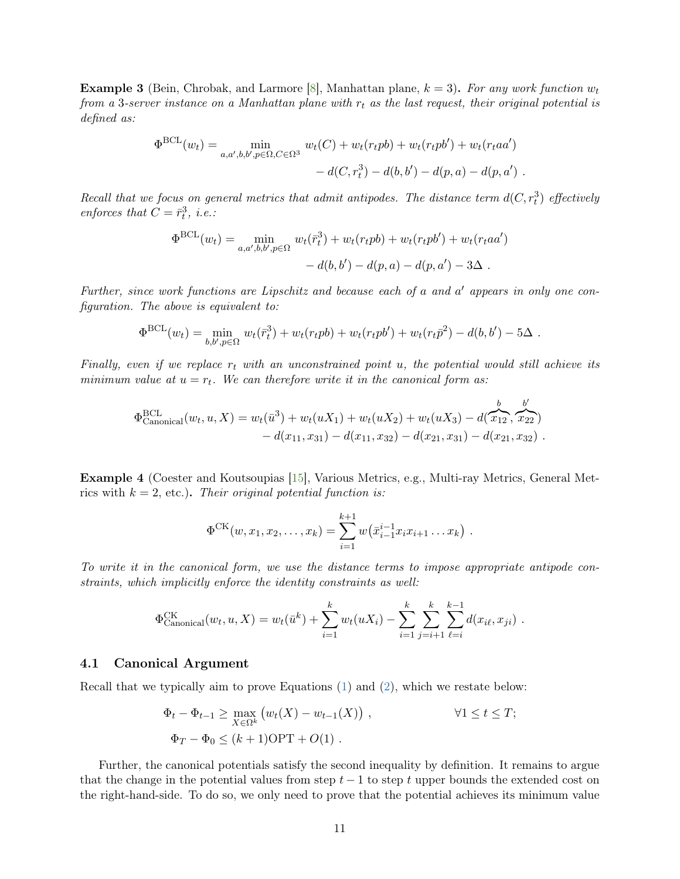**Example 3** (Bein, Chrobak, and Larmore [8], Manhattan plane, $k = 3$)**.** *For any work function $w_t$ from a 3-server instance on a Manhattan plane with $r_t$ as the last request, their original potential is defined as:*

$$\Phi^{\text{BCL}}(w_t) = \min_{a,a',b,b',p\in\Omega, C\in\Omega^3} \; w_t(C) + w_t(r_t pb) + w_t(r_t pb') + w_t(r_t aa') \\ - d(C, r_t^3) - d(b,b') - d(p,a) - d(p,a') \; .$$

*Recall that we focus on general metrics that admit antipodes. The distance term $d(C, r_t^3)$ effectively enforces that $C = \bar{r}_t^3$, i.e.:*

$$\Phi^{\text{BCL}}(w_t) = \min_{a,a',b,b',p\in\Omega} \; w_t(\bar{r}_t^3) + w_t(r_t pb) + w_t(r_t pb') + w_t(r_t aa') \\ - d(b,b') - d(p,a) - d(p,a') - 3\Delta \; .$$

*Further, since work functions are Lipschitz and because each of $a$ and $a'$ appears in only one configuration. The above is equivalent to:*

$$\Phi^{\text{BCL}}(w_t) = \min_{b,b',p\in\Omega} \; w_t(\bar{r}_t^3) + w_t(r_t pb) + w_t(r_t pb') + w_t(r_t \bar{p}^2) - d(b,b') - 5\Delta \; .$$

*Finally, even if we replace $r_t$ with an unconstrained point $u$, the potential would still achieve its minimum value at $u = r_t$. We can therefore write it in the canonical form as:*

$$\Phi^{\text{BCL}}_{\text{Canonical}}(w_t, u, X) = w_t(\bar{u}^3) + w_t(uX_1) + w_t(uX_2) + w_t(uX_3) - d(\overbrace{x_{12}}^{b}, \overbrace{x_{22}}^{b'}) \\ - d(x_{11}, x_{31}) - d(x_{11}, x_{32}) - d(x_{21}, x_{31}) - d(x_{21}, x_{32}) \; .$$

**Example 4** (Coester and Koutsoupias [15], Various Metrics, e.g., Multi-ray Metrics, General Metrics with $k = 2$, etc.)**.** *Their original potential function is:*

$$\Phi^{\text{CK}}(w, x_1, x_2, \ldots, x_k) = \sum_{i=1}^{k+1} w\big(\bar{x}_{i-1}^{i-1} x_i x_{i+1} \ldots x_k\big) \; .$$

*To write it in the canonical form, we use the distance terms to impose appropriate antipode constraints, which implicitly enforce the identity constraints as well:*

$$\Phi^{\text{CK}}_{\text{Canonical}}(w_t, u, X) = w_t(\bar{u}^k) + \sum_{i=1}^{k} w_t(uX_i) - \sum_{i=1}^{k} \sum_{j=i+1}^{k} \sum_{\ell=i}^{k-1} d(x_{i\ell}, x_{ji}) \; .$$

### 4.1 Canonical Argument

Recall that we typically aim to prove Equations (1) and (2), which we restate below:

$$\Phi_t - \Phi_{t-1} \geq \max_{X\in\Omega^k} \big(w_t(X) - w_{t-1}(X)\big) \; , \qquad \forall 1 \leq t \leq T;$$
$$\Phi_T - \Phi_0 \leq (k+1)\text{OPT} + O(1) \; .$$

Further, the canonical potentials satisfy the second inequality by definition. It remains to argue that the change in the potential values from step $t-1$ to step $t$ upper bounds the extended cost on the right-hand-side. To do so, we only need to prove that the potential achieves its minimum value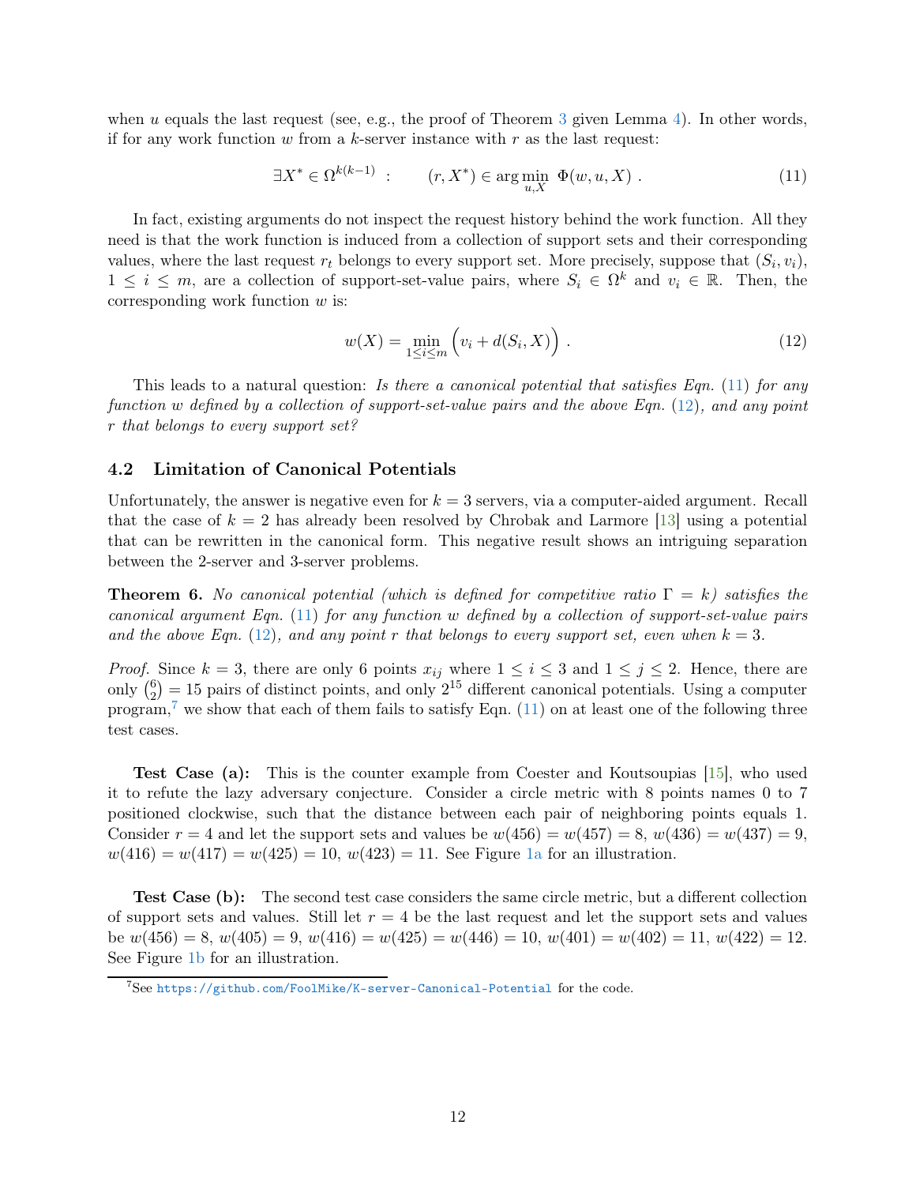when $u$ equals the last request (see, e.g., the proof of Theorem 3 given Lemma 4). In other words, if for any work function $w$ from a $k$-server instance with $r$ as the last request:

$$\exists X^* \in \Omega^{k(k-1)} \quad : \qquad (r, X^*) \in \arg\min_{u,X} \; \Phi(w, u, X) \ . \tag{11}$$

In fact, existing arguments do not inspect the request history behind the work function. All they need is that the work function is induced from a collection of support sets and their corresponding values, where the last request $r_t$ belongs to every support set. More precisely, suppose that $(S_i, v_i)$, $1 \le i \le m$, are a collection of support-set-value pairs, where $S_i \in \Omega^k$ and $v_i \in \mathbb{R}$. Then, the corresponding work function $w$ is:

$$w(X) = \min_{1 \le i \le m} \Big( v_i + d(S_i, X) \Big) \ . \tag{12}$$

This leads to a natural question: *Is there a canonical potential that satisfies Eqn. (11) for any function $w$ defined by a collection of support-set-value pairs and the above Eqn. (12), and any point $r$ that belongs to every support set?*

### 4.2 Limitation of Canonical Potentials

Unfortunately, the answer is negative even for $k = 3$ servers, via a computer-aided argument. Recall that the case of $k = 2$ has already been resolved by Chrobak and Larmore [13] using a potential that can be rewritten in the canonical form. This negative result shows an intriguing separation between the 2-server and 3-server problems.

**Theorem 6.** *No canonical potential (which is defined for competitive ratio $\Gamma = k$) satisfies the canonical argument Eqn. (11) for any function $w$ defined by a collection of support-set-value pairs and the above Eqn. (12), and any point $r$ that belongs to every support set, even when $k = 3$.*

*Proof.* Since $k = 3$, there are only 6 points $x_{ij}$ where $1 \le i \le 3$ and $1 \le j \le 2$. Hence, there are only $\binom{6}{2} = 15$ pairs of distinct points, and only $2^{15}$ different canonical potentials. Using a computer program,[7] we show that each of them fails to satisfy Eqn. (11) on at least one of the following three test cases.

**Test Case (a):** This is the counter example from Coester and Koutsoupias [15], who used it to refute the lazy adversary conjecture. Consider a circle metric with 8 points names 0 to 7 positioned clockwise, such that the distance between each pair of neighboring points equals 1. Consider $r = 4$ and let the support sets and values be $w(456) = w(457) = 8$, $w(436) = w(437) = 9$, $w(416) = w(417) = w(425) = 10$, $w(423) = 11$. See Figure 1a for an illustration.

**Test Case (b):** The second test case considers the same circle metric, but a different collection of support sets and values. Still let $r = 4$ be the last request and let the support sets and values be $w(456) = 8$, $w(405) = 9$, $w(416) = w(425) = w(446) = 10$, $w(401) = w(402) = 11$, $w(422) = 12$. See Figure 1b for an illustration.

[7] See https://github.com/FoolMike/K-server-Canonical-Potential for the code.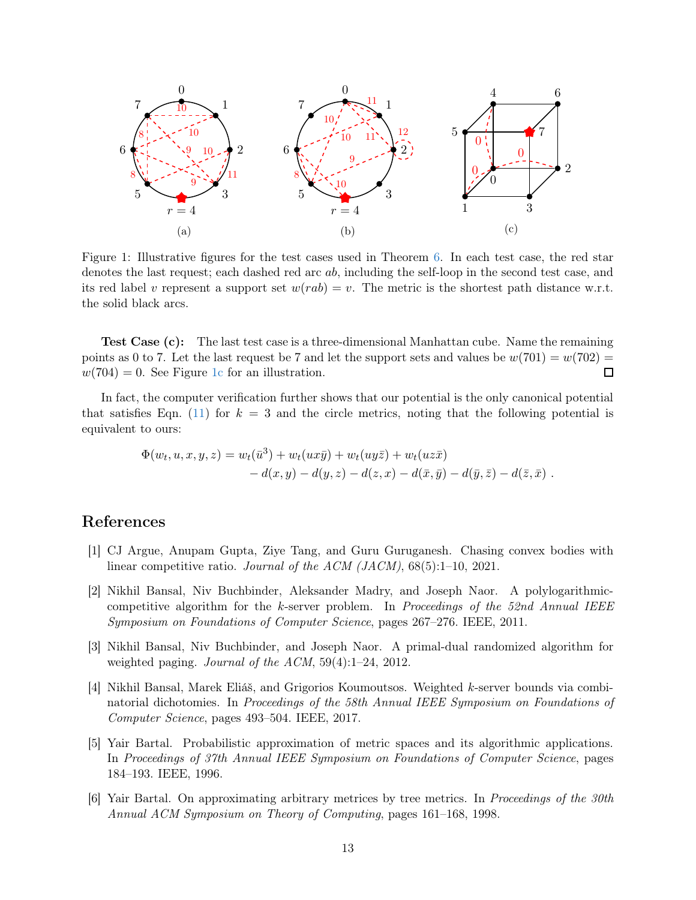Figure 1: Illustrative figures for the test cases used in Theorem 6. In each test case, the red star denotes the last request; each dashed red arc $ab$, including the self-loop in the second test case, and its red label $v$ represent a support set $w(rab) = v$. The metric is the shortest path distance w.r.t. the solid black arcs.

**Test Case (c):** The last test case is a three-dimensional Manhattan cube. Name the remaining points as 0 to 7. Let the last request be 7 and let the support sets and values be $w(701) = w(702) = w(704) = 0$. See Figure 1c for an illustration. □

In fact, the computer verification further shows that our potential is the only canonical potential that satisfies Eqn. (11) for $k = 3$ and the circle metrics, noting that the following potential is equivalent to ours:

$$\Phi(w_t, u, x, y, z) = w_t(\bar{u}^3) + w_t(ux\bar{y}) + w_t(uy\bar{z}) + w_t(uz\bar{x}) \\ - d(x, y) - d(y, z) - d(z, x) - d(\bar{x}, \bar{y}) - d(\bar{y}, \bar{z}) - d(\bar{z}, \bar{x}) \ .$$

## References

[1] CJ Argue, Anupam Gupta, Ziye Tang, and Guru Guruganesh. Chasing convex bodies with linear competitive ratio. *Journal of the ACM (JACM)*, 68(5):1–10, 2021.

[2] Nikhil Bansal, Niv Buchbinder, Aleksander Madry, and Joseph Naor. A polylogarithmic-competitive algorithm for the $k$-server problem. In *Proceedings of the 52nd Annual IEEE Symposium on Foundations of Computer Science*, pages 267–276. IEEE, 2011.

[3] Nikhil Bansal, Niv Buchbinder, and Joseph Naor. A primal-dual randomized algorithm for weighted paging. *Journal of the ACM*, 59(4):1–24, 2012.

[4] Nikhil Bansal, Marek Eliáš, and Grigorios Koumoutsos. Weighted $k$-server bounds via combinatorial dichotomies. In *Proceedings of the 58th Annual IEEE Symposium on Foundations of Computer Science*, pages 493–504. IEEE, 2017.

[5] Yair Bartal. Probabilistic approximation of metric spaces and its algorithmic applications. In *Proceedings of 37th Annual IEEE Symposium on Foundations of Computer Science*, pages 184–193. IEEE, 1996.

[6] Yair Bartal. On approximating arbitrary metrices by tree metrics. In *Proceedings of the 30th Annual ACM Symposium on Theory of Computing*, pages 161–168, 1998.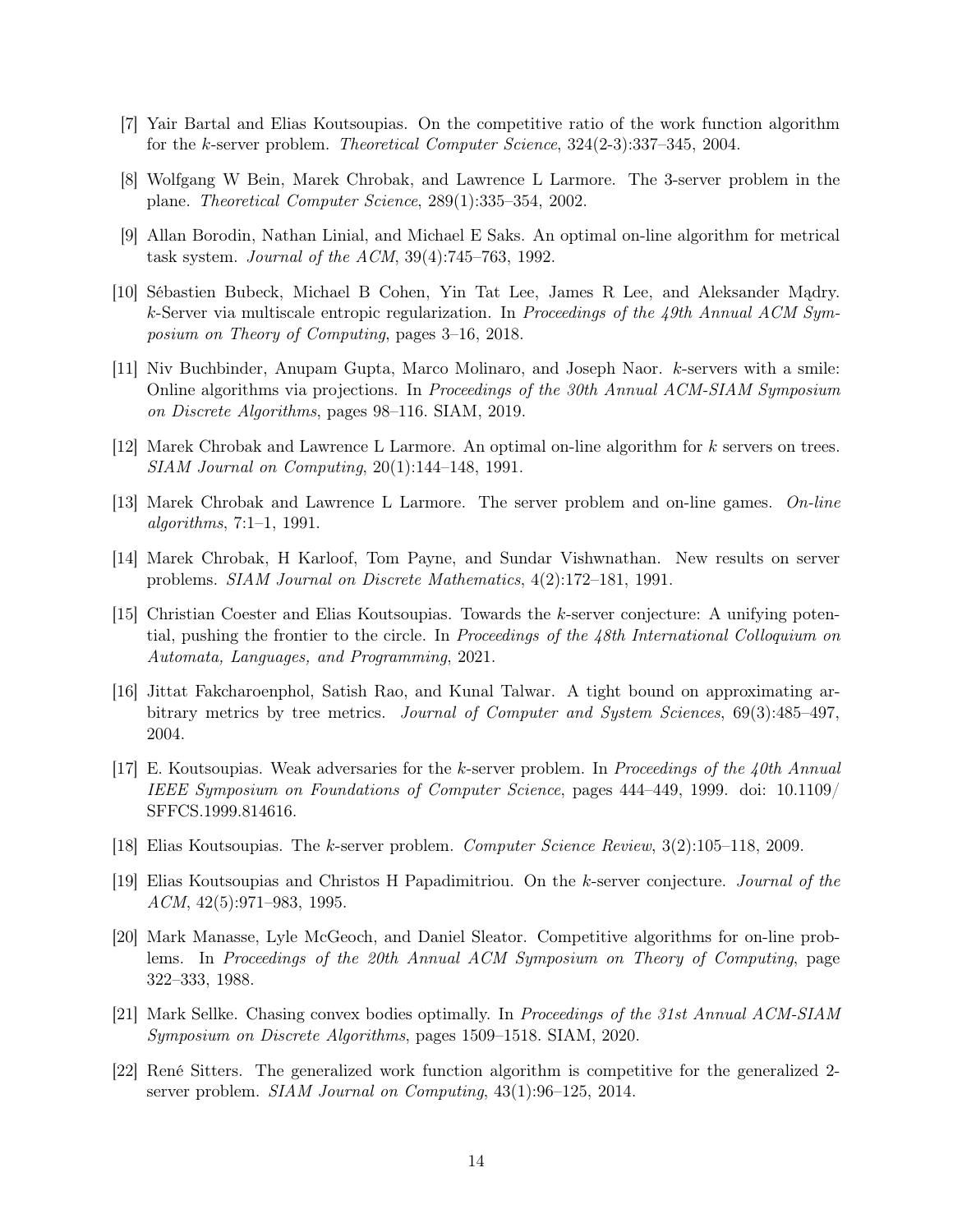[7] Yair Bartal and Elias Koutsoupias. On the competitive ratio of the work function algorithm for the $k$-server problem. *Theoretical Computer Science*, 324(2-3):337–345, 2004.

[8] Wolfgang W Bein, Marek Chrobak, and Lawrence L Larmore. The 3-server problem in the plane. *Theoretical Computer Science*, 289(1):335–354, 2002.

[9] Allan Borodin, Nathan Linial, and Michael E Saks. An optimal on-line algorithm for metrical task system. *Journal of the ACM*, 39(4):745–763, 1992.

[10] Sébastien Bubeck, Michael B Cohen, Yin Tat Lee, James R Lee, and Aleksander Mądry. $k$-Server via multiscale entropic regularization. In *Proceedings of the 49th Annual ACM Symposium on Theory of Computing*, pages 3–16, 2018.

[11] Niv Buchbinder, Anupam Gupta, Marco Molinaro, and Joseph Naor. $k$-servers with a smile: Online algorithms via projections. In *Proceedings of the 30th Annual ACM-SIAM Symposium on Discrete Algorithms*, pages 98–116. SIAM, 2019.

[12] Marek Chrobak and Lawrence L Larmore. An optimal on-line algorithm for $k$ servers on trees. *SIAM Journal on Computing*, 20(1):144–148, 1991.

[13] Marek Chrobak and Lawrence L Larmore. The server problem and on-line games. *On-line algorithms*, 7:1–1, 1991.

[14] Marek Chrobak, H Karloof, Tom Payne, and Sundar Vishwnathan. New results on server problems. *SIAM Journal on Discrete Mathematics*, 4(2):172–181, 1991.

[15] Christian Coester and Elias Koutsoupias. Towards the $k$-server conjecture: A unifying potential, pushing the frontier to the circle. In *Proceedings of the 48th International Colloquium on Automata, Languages, and Programming*, 2021.

[16] Jittat Fakcharoenphol, Satish Rao, and Kunal Talwar. A tight bound on approximating arbitrary metrics by tree metrics. *Journal of Computer and System Sciences*, 69(3):485–497, 2004.

[17] E. Koutsoupias. Weak adversaries for the $k$-server problem. In *Proceedings of the 40th Annual IEEE Symposium on Foundations of Computer Science*, pages 444–449, 1999. doi: 10.1109/SFFCS.1999.814616.

[18] Elias Koutsoupias. The $k$-server problem. *Computer Science Review*, 3(2):105–118, 2009.

[19] Elias Koutsoupias and Christos H Papadimitriou. On the $k$-server conjecture. *Journal of the ACM*, 42(5):971–983, 1995.

[20] Mark Manasse, Lyle McGeoch, and Daniel Sleator. Competitive algorithms for on-line problems. In *Proceedings of the 20th Annual ACM Symposium on Theory of Computing*, page 322–333, 1988.

[21] Mark Sellke. Chasing convex bodies optimally. In *Proceedings of the 31st Annual ACM-SIAM Symposium on Discrete Algorithms*, pages 1509–1518. SIAM, 2020.

[22] René Sitters. The generalized work function algorithm is competitive for the generalized 2-server problem. *SIAM Journal on Computing*, 43(1):96–125, 2014.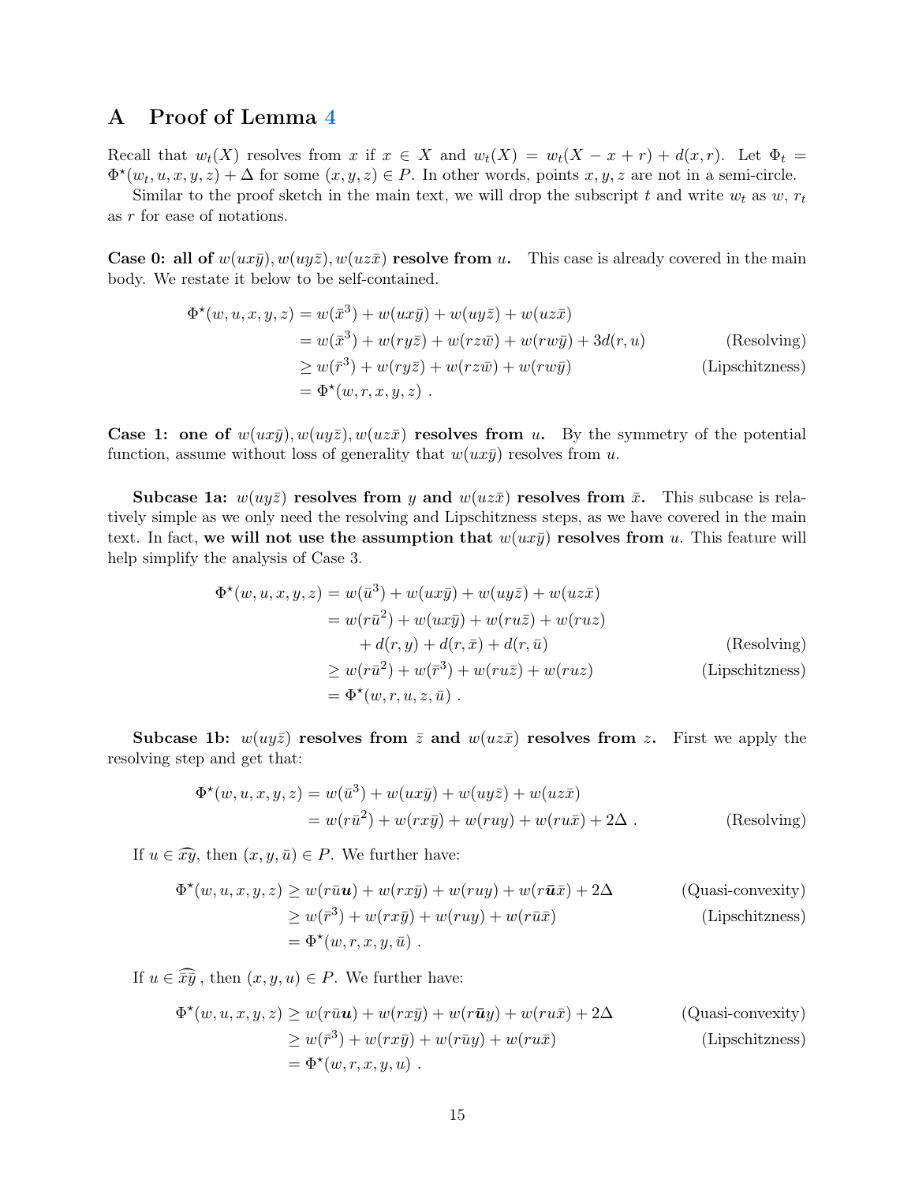# A Proof of Lemma 4

Recall that $w_t(X)$ resolves from $x$ if $x \in X$ and $w_t(X) = w_t(X - x + r) + d(x, r)$. Let $\Phi_t = \Phi^\star(w_t, u, x, y, z) + \Delta$ for some $(x, y, z) \in P$. In other words, points $x, y, z$ are not in a semi-circle.

Similar to the proof sketch in the main text, we will drop the subscript $t$ and write $w_t$ as $w$, $r_t$ as $r$ for ease of notations.

**Case 0: all of $w(ux\bar{y}), w(uy\bar{z}), w(uz\bar{x})$ resolve from $u$.** This case is already covered in the main body. We restate it below to be self-contained.

$$
\begin{aligned}
\Phi^\star(w, u, x, y, z) &= w(\bar{x}^3) + w(ux\bar{y}) + w(uy\bar{z}) + w(uz\bar{x}) \\
&= w(\bar{x}^3) + w(ry\bar{z}) + w(rz\bar{w}) + w(rw\bar{y}) + 3d(r, u) && \text{(Resolving)} \\
&\geq w(\bar{r}^3) + w(ry\bar{z}) + w(rz\bar{w}) + w(rw\bar{y}) && \text{(Lipschitzness)} \\
&= \Phi^\star(w, r, x, y, z) \ .
\end{aligned}
$$

**Case 1: one of $w(ux\bar{y}), w(uy\bar{z}), w(uz\bar{x})$ resolves from $u$.** By the symmetry of the potential function, assume without loss of generality that $w(ux\bar{y})$ resolves from $u$.

**Subcase 1a: $w(uy\bar{z})$ resolves from $y$ and $w(uz\bar{x})$ resolves from $\bar{x}$.** This subcase is relatively simple as we only need the resolving and Lipschitzness steps, as we have covered in the main text. In fact, **we will not use the assumption that $w(ux\bar{y})$ resolves from $u$.** This feature will help simplify the analysis of Case 3.

$$
\begin{aligned}
\Phi^\star(w, u, x, y, z) &= w(\bar{u}^3) + w(ux\bar{y}) + w(uy\bar{z}) + w(uz\bar{x}) \\
&= w(r\bar{u}^2) + w(ux\bar{y}) + w(ru\bar{z}) + w(ruz) \\
&\quad + d(r, y) + d(r, \bar{x}) + d(r, \bar{u}) && \text{(Resolving)} \\
&\geq w(r\bar{u}^2) + w(\bar{r}^3) + w(ru\bar{z}) + w(ruz) && \text{(Lipschitzness)} \\
&= \Phi^\star(w, r, u, z, \bar{u}) \ .
\end{aligned}
$$

**Subcase 1b: $w(uy\bar{z})$ resolves from $\bar{z}$ and $w(uz\bar{x})$ resolves from $z$.** First we apply the resolving step and get that:

$$
\begin{aligned}
\Phi^\star(w, u, x, y, z) &= w(\bar{u}^3) + w(ux\bar{y}) + w(uy\bar{z}) + w(uz\bar{x}) \\
&= w(r\bar{u}^2) + w(rx\bar{y}) + w(ruy) + w(ru\bar{x}) + 2\Delta \ . && \text{(Resolving)}
\end{aligned}
$$

If $u \in \widehat{xy}$, then $(x, y, \bar{u}) \in P$. We further have:

$$
\begin{aligned}
\Phi^\star(w, u, x, y, z) &\geq w(r\bar{u}\boldsymbol{u}) + w(rx\bar{y}) + w(ruy) + w(r\bar{\boldsymbol{u}}\bar{x}) + 2\Delta && \text{(Quasi-convexity)} \\
&\geq w(\bar{r}^3) + w(rx\bar{y}) + w(ruy) + w(r\bar{u}\bar{x}) && \text{(Lipschitzness)} \\
&= \Phi^\star(w, r, x, y, \bar{u}) \ .
\end{aligned}
$$

If $u \in \widehat{\bar{x}\bar{y}}$, then $(x, y, u) \in P$. We further have:

$$
\begin{aligned}
\Phi^\star(w, u, x, y, z) &\geq w(r\bar{u}\boldsymbol{u}) + w(rx\bar{y}) + w(r\bar{\boldsymbol{u}}y) + w(ru\bar{x}) + 2\Delta && \text{(Quasi-convexity)} \\
&\geq w(\bar{r}^3) + w(rx\bar{y}) + w(r\bar{u}y) + w(ru\bar{x}) && \text{(Lipschitzness)} \\
&= \Phi^\star(w, r, x, y, u) \ .
\end{aligned}
$$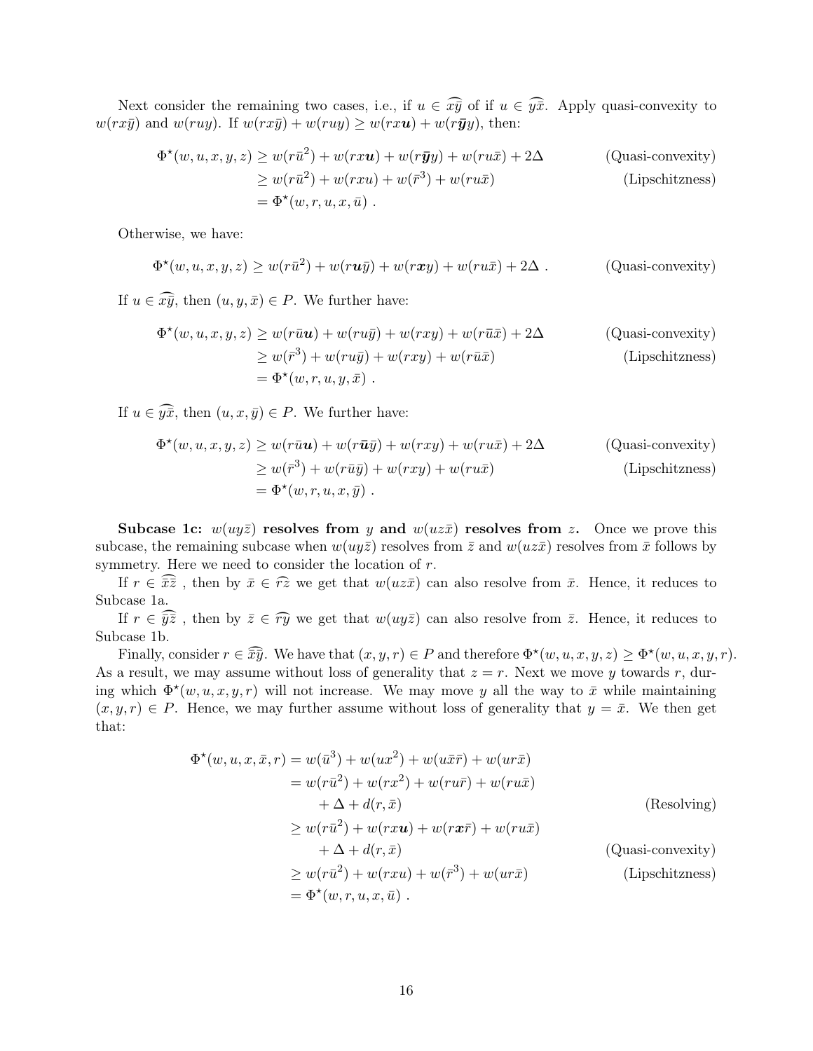Next consider the remaining two cases, i.e., if $u \in \widehat{x\bar{y}}$ of if $u \in \widehat{y\bar{x}}$. Apply quasi-convexity to $w(rx\bar{y})$ and $w(ruy)$. If $w(rx\bar{y}) + w(ruy) \geq w(rx\boldsymbol{u}) + w(r\bar{\boldsymbol{y}}y)$, then:

$$
\begin{aligned}
\Phi^\star(w,u,x,y,z) &\geq w(r\bar{u}^2) + w(rx\boldsymbol{u}) + w(r\bar{\boldsymbol{y}}y) + w(ru\bar{x}) + 2\Delta && \text{(Quasi-convexity)}\\
&\geq w(r\bar{u}^2) + w(rxu) + w(\bar{r}^3) + w(ru\bar{x}) && \text{(Lipschitzness)}\\
&= \Phi^\star(w,r,u,x,\bar{u}) \ .
\end{aligned}
$$

Otherwise, we have:

$$
\Phi^\star(w,u,x,y,z) \geq w(r\bar{u}^2) + w(r\boldsymbol{u}\bar{y}) + w(r\boldsymbol{x}y) + w(ru\bar{x}) + 2\Delta \ . \qquad \text{(Quasi-convexity)}
$$

If $u \in \widehat{x\bar{y}}$, then $(u, y, \bar{x}) \in P$. We further have:

$$
\begin{aligned}
\Phi^\star(w,u,x,y,z) &\geq w(r\bar{u}\boldsymbol{u}) + w(ru\bar{y}) + w(rxy) + w(r\bar{\boldsymbol{u}}\bar{x}) + 2\Delta && \text{(Quasi-convexity)}\\
&\geq w(\bar{r}^3) + w(ru\bar{y}) + w(rxy) + w(r\bar{u}\bar{x}) && \text{(Lipschitzness)}\\
&= \Phi^\star(w,r,u,y,\bar{x}) \ .
\end{aligned}
$$

If $u \in \widehat{y\bar{x}}$, then $(u, x, \bar{y}) \in P$. We further have:

$$
\begin{aligned}
\Phi^\star(w,u,x,y,z) &\geq w(r\bar{u}\boldsymbol{u}) + w(r\bar{\boldsymbol{u}}\bar{y}) + w(rxy) + w(ru\bar{x}) + 2\Delta && \text{(Quasi-convexity)}\\
&\geq w(\bar{r}^3) + w(r\bar{u}\bar{y}) + w(rxy) + w(ru\bar{x}) && \text{(Lipschitzness)}\\
&= \Phi^\star(w,r,u,x,\bar{y}) \ .
\end{aligned}
$$

**Subcase 1c: $w(uy\bar{z})$ resolves from $y$ and $w(uz\bar{x})$ resolves from $z$.** Once we prove this subcase, the remaining subcase when $w(uy\bar{z})$ resolves from $\bar{z}$ and $w(uz\bar{x})$ resolves from $\bar{x}$ follows by symmetry. Here we need to consider the location of $r$.

If $r \in \widehat{\bar{x}\bar{z}}$ , then by $\bar{x} \in \widehat{rz}$ we get that $w(uz\bar{x})$ can also resolve from $\bar{x}$. Hence, it reduces to Subcase 1a.

If $r \in \widehat{\bar{y}\bar{z}}$ , then by $\bar{z} \in \widehat{ry}$ we get that $w(uy\bar{z})$ can also resolve from $\bar{z}$. Hence, it reduces to Subcase 1b.

Finally, consider $r \in \widehat{\bar{x}\bar{y}}$. We have that $(x, y, r) \in P$ and therefore $\Phi^\star(w,u,x,y,z) \geq \Phi^\star(w,u,x,y,r)$. As a result, we may assume without loss of generality that $z = r$. Next we move $y$ towards $r$, during which $\Phi^\star(w,u,x,y,r)$ will not increase. We may move $y$ all the way to $\bar{x}$ while maintaining $(x, y, r) \in P$. Hence, we may further assume without loss of generality that $y = \bar{x}$. We then get that:

$$
\begin{aligned}
\Phi^\star(w,u,x,\bar{x},r) &= w(\bar{u}^3) + w(ux^2) + w(u\bar{x}\bar{r}) + w(ur\bar{x})\\
&= w(r\bar{u}^2) + w(rx^2) + w(ru\bar{r}) + w(ru\bar{x})\\
&\quad + \Delta + d(r,\bar{x}) && \text{(Resolving)}\\
&\geq w(r\bar{u}^2) + w(rx\boldsymbol{u}) + w(r\boldsymbol{x}\bar{r}) + w(ru\bar{x})\\
&\quad + \Delta + d(r,\bar{x}) && \text{(Quasi-convexity)}\\
&\geq w(r\bar{u}^2) + w(rxu) + w(\bar{r}^3) + w(ur\bar{x}) && \text{(Lipschitzness)}\\
&= \Phi^\star(w,r,u,x,\bar{u}) \ .
\end{aligned}
$$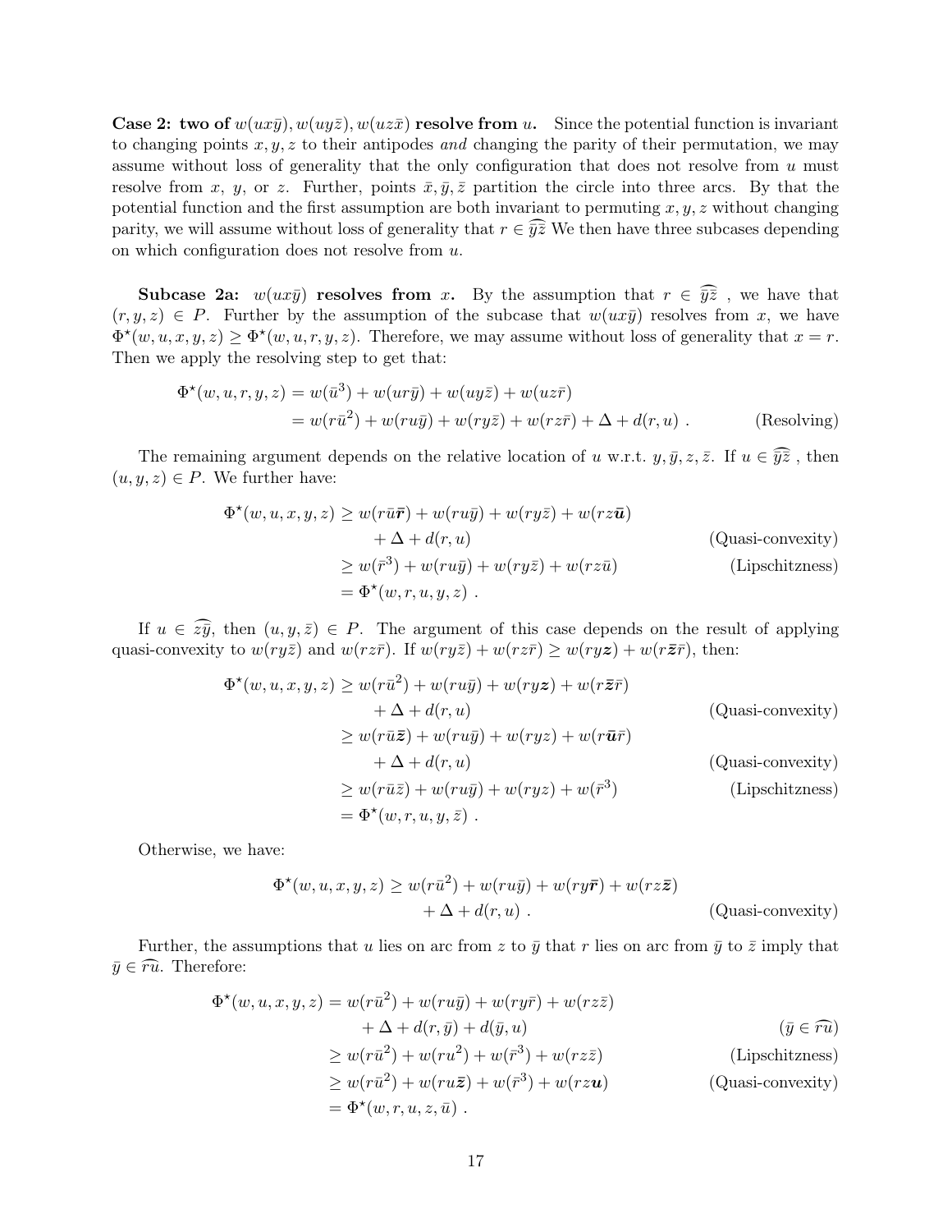**Case 2: two of $w(ux\bar{y}), w(uy\bar{z}), w(uz\bar{x})$ resolve from $u$.** Since the potential function is invariant to changing points $x, y, z$ to their antipodes *and* changing the parity of their permutation, we may assume without loss of generality that the only configuration that does not resolve from $u$ must resolve from $x$, $y$, or $z$. Further, points $\bar{x}, \bar{y}, \bar{z}$ partition the circle into three arcs. By that the potential function and the first assumption are both invariant to permuting $x, y, z$ without changing parity, we will assume without loss of generality that $r \in \widehat{\bar{y}\bar{z}}$ We then have three subcases depending on which configuration does not resolve from $u$.

**Subcase 2a: $w(ux\bar{y})$ resolves from $x$.** By the assumption that $r \in \widehat{\bar{y}\bar{z}}$ , we have that $(r, y, z) \in P$. Further by the assumption of the subcase that $w(ux\bar{y})$ resolves from $x$, we have $\Phi^\star(w, u, x, y, z) \geq \Phi^\star(w, u, r, y, z)$. Therefore, we may assume without loss of generality that $x = r$. Then we apply the resolving step to get that:

$$
\begin{aligned}
\Phi^\star(w, u, r, y, z) &= w(\bar{u}^3) + w(ur\bar{y}) + w(uy\bar{z}) + w(uz\bar{r}) \\
&= w(r\bar{u}^2) + w(ru\bar{y}) + w(ry\bar{z}) + w(rz\bar{r}) + \Delta + d(r, u) \ . && \text{(Resolving)}
\end{aligned}
$$

The remaining argument depends on the relative location of $u$ w.r.t. $y, \bar{y}, z, \bar{z}$. If $u \in \widehat{\bar{y}\bar{z}}$ , then $(u, y, z) \in P$. We further have:

$$
\begin{aligned}
\Phi^\star(w, u, x, y, z) &\geq w(r\bar{u}\boldsymbol{\bar{r}}) + w(ru\bar{y}) + w(ry\bar{z}) + w(rz\boldsymbol{\bar{u}}) \\
&\quad + \Delta + d(r, u) && \text{(Quasi-convexity)} \\
&\geq w(\bar{r}^3) + w(ru\bar{y}) + w(ry\bar{z}) + w(rz\bar{u}) && \text{(Lipschitzness)} \\
&= \Phi^\star(w, r, u, y, z) \ .
\end{aligned}
$$

If $u \in \widehat{z\bar{y}}$, then $(u, y, \bar{z}) \in P$. The argument of this case depends on the result of applying quasi-convexity to $w(ry\bar{z})$ and $w(rz\bar{r})$. If $w(ry\bar{z}) + w(rz\bar{r}) \geq w(ry\boldsymbol{z}) + w(r\boldsymbol{\bar{z}}\bar{r})$, then:

$$
\begin{aligned}
\Phi^\star(w, u, x, y, z) &\geq w(r\bar{u}^2) + w(ru\bar{y}) + w(ry\boldsymbol{z}) + w(r\boldsymbol{\bar{z}}\bar{r}) \\
&\quad + \Delta + d(r, u) && \text{(Quasi-convexity)} \\
&\geq w(r\bar{u}\boldsymbol{\bar{z}}) + w(ru\bar{y}) + w(ryz) + w(r\boldsymbol{\bar{u}}\bar{r}) \\
&\quad + \Delta + d(r, u) && \text{(Quasi-convexity)} \\
&\geq w(r\bar{u}\bar{z}) + w(ru\bar{y}) + w(ryz) + w(\bar{r}^3) && \text{(Lipschitzness)} \\
&= \Phi^\star(w, r, u, y, \bar{z}) \ .
\end{aligned}
$$

Otherwise, we have:

$$
\begin{aligned}
\Phi^\star(w, u, x, y, z) &\geq w(r\bar{u}^2) + w(ru\bar{y}) + w(ry\boldsymbol{\bar{r}}) + w(rz\boldsymbol{\bar{z}}) \\
&\quad + \Delta + d(r, u) \ . && \text{(Quasi-convexity)}
\end{aligned}
$$

Further, the assumptions that $u$ lies on arc from $z$ to $\bar{y}$ that $r$ lies on arc from $\bar{y}$ to $\bar{z}$ imply that $\bar{y} \in \widehat{ru}$. Therefore:

$$
\begin{aligned}
\Phi^\star(w, u, x, y, z) &= w(r\bar{u}^2) + w(ru\bar{y}) + w(ry\bar{r}) + w(rz\bar{z}) \\
&\quad + \Delta + d(r, \bar{y}) + d(\bar{y}, u) && (\bar{y} \in \widehat{ru}) \\
&\geq w(r\bar{u}^2) + w(ru^2) + w(\bar{r}^3) + w(rz\bar{z}) && \text{(Lipschitzness)} \\
&\geq w(r\bar{u}^2) + w(ru\boldsymbol{\bar{z}}) + w(\bar{r}^3) + w(rz\boldsymbol{u}) && \text{(Quasi-convexity)} \\
&= \Phi^\star(w, r, u, z, \bar{u}) \ .
\end{aligned}
$$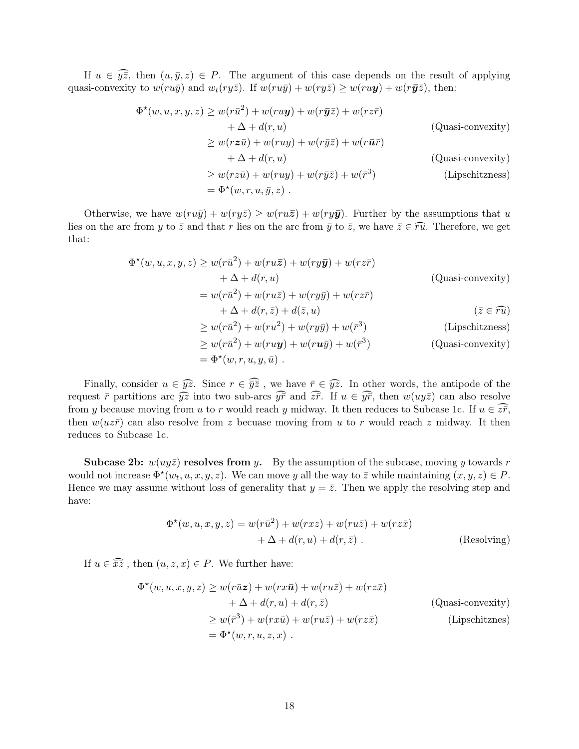If $u \in \widehat{y\bar{z}}$, then $(u, \bar{y}, z) \in P$. The argument of this case depends on the result of applying quasi-convexity to $w(ru\bar{y})$ and $w_t(ry\bar{z})$. If $w(ru\bar{y}) + w(ry\bar{z}) \geq w(ru\boldsymbol{y}) + w(r\bar{\boldsymbol{y}}\bar{z})$, then:

$$
\begin{aligned}
\Phi^\star(w, u, x, y, z) &\geq w(r\bar{u}^2) + w(ru\boldsymbol{y}) + w(r\bar{\boldsymbol{y}}\bar{z}) + w(rz\bar{r}) \\
&\quad + \Delta + d(r, u) && \text{(Quasi-convexity)} \\
&\geq w(r\boldsymbol{z}\bar{u}) + w(ruy) + w(r\bar{y}\bar{z}) + w(r\bar{\boldsymbol{u}}\bar{r}) \\
&\quad + \Delta + d(r, u) && \text{(Quasi-convexity)} \\
&\geq w(rz\bar{u}) + w(ruy) + w(r\bar{y}\bar{z}) + w(\bar{r}^3) && \text{(Lipschitzness)} \\
&= \Phi^\star(w, r, u, \bar{y}, z) \ .
\end{aligned}
$$

Otherwise, we have $w(ru\bar{y}) + w(ry\bar{z}) \geq w(ru\bar{\boldsymbol{z}}) + w(ry\bar{\boldsymbol{y}})$. Further by the assumptions that $u$ lies on the arc from $y$ to $\bar{z}$ and that $r$ lies on the arc from $\bar{y}$ to $\bar{z}$, we have $\bar{z} \in \widehat{ru}$. Therefore, we get that:

$$
\begin{aligned}
\Phi^\star(w, u, x, y, z) &\geq w(r\bar{u}^2) + w(ru\bar{\boldsymbol{z}}) + w(ry\bar{\boldsymbol{y}}) + w(rz\bar{r}) \\
&\quad + \Delta + d(r, u) && \text{(Quasi-convexity)} \\
&= w(r\bar{u}^2) + w(ru\bar{z}) + w(ry\bar{y}) + w(rz\bar{r}) \\
&\quad + \Delta + d(r, \bar{z}) + d(\bar{z}, u) && (\bar{z} \in \widehat{ru}) \\
&\geq w(r\bar{u}^2) + w(ru^2) + w(ry\bar{y}) + w(\bar{r}^3) && \text{(Lipschitzness)} \\
&\geq w(r\bar{u}^2) + w(ru\boldsymbol{y}) + w(r\boldsymbol{u}\bar{y}) + w(\bar{r}^3) && \text{(Quasi-convexity)} \\
&= \Phi^\star(w, r, u, y, \bar{u}) \ .
\end{aligned}
$$

Finally, consider $u \in \widehat{yz}$. Since $r \in \widehat{\bar{y}\bar{z}}$ , we have $\bar{r} \in \widehat{yz}$. In other words, the antipode of the request $\bar{r}$ partitions arc $\widehat{yz}$ into two sub-arcs $\widehat{y\bar{r}}$ and $\widehat{z\bar{r}}$. If $u \in \widehat{y\bar{r}}$, then $w(uy\bar{z})$ can also resolve from $y$ because moving from $u$ to $r$ would reach $y$ midway. It then reduces to Subcase 1c. If $u \in \widehat{z\bar{r}}$, then $w(uz\bar{r})$ can also resolve from $z$ becuase moving from $u$ to $r$ would reach $z$ midway. It then reduces to Subcase 1c.

**Subcase 2b: $w(uy\bar{z})$ resolves from $y$.** By the assumption of the subcase, moving $y$ towards $r$ would not increase $\Phi^\star(w_t, u, x, y, z)$. We can move $y$ all the way to $\bar{z}$ while maintaining $(x, y, z) \in P$. Hence we may assume without loss of generality that $y = \bar{z}$. Then we apply the resolving step and have:

$$
\begin{aligned}
\Phi^\star(w, u, x, y, z) &= w(r\bar{u}^2) + w(rxz) + w(ru\bar{z}) + w(rz\bar{x}) \\
&\quad + \Delta + d(r, u) + d(r, \bar{z}) \ . && \text{(Resolving)}
\end{aligned}
$$

If $u \in \widehat{\bar{x}\bar{z}}$ , then $(u, z, x) \in P$. We further have:

$$
\begin{aligned}
\Phi^\star(w, u, x, y, z) &\geq w(r\bar{u}\boldsymbol{z}) + w(rx\bar{\boldsymbol{u}}) + w(ru\bar{z}) + w(rz\bar{x}) \\
&\quad + \Delta + d(r, u) + d(r, \bar{z}) && \text{(Quasi-convexity)} \\
&\geq w(\bar{r}^3) + w(rx\bar{u}) + w(ru\bar{z}) + w(rz\bar{x}) && \text{(Lipschitznes)} \\
&= \Phi^\star(w, r, u, z, x) \ .
\end{aligned}
$$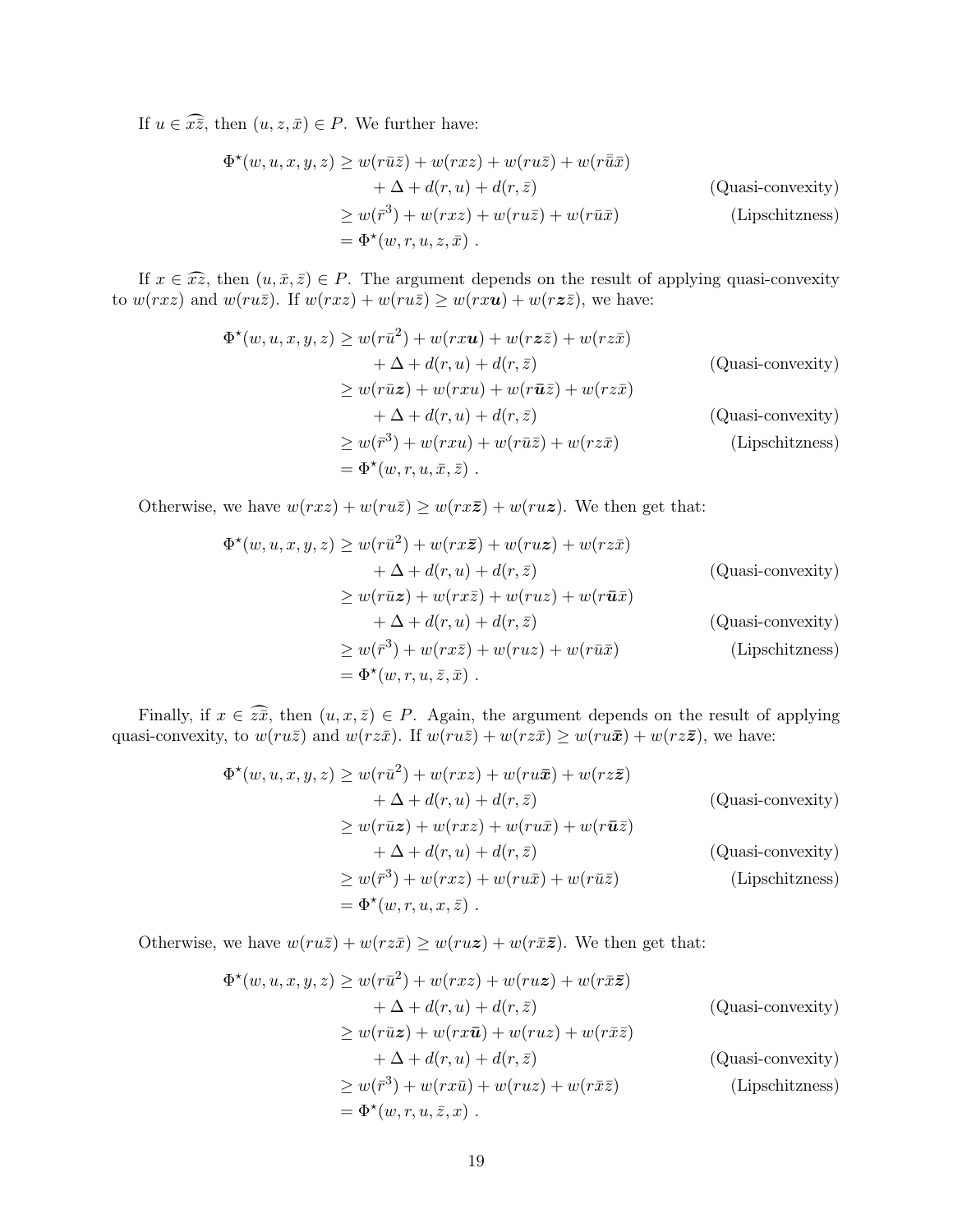If $u \in \widehat{x\bar{z}}$, then $(u, z, \bar{x}) \in P$. We further have:

$$
\begin{aligned}
\Phi^\star(w, u, x, y, z) &\geq w(r\bar{u}\bar{z}) + w(rxz) + w(ru\bar{z}) + w(r\bar{\bar{u}}\bar{x}) \\
&\quad + \Delta + d(r, u) + d(r, \bar{z}) && \text{(Quasi-convexity)} \\
&\geq w(\bar{r}^3) + w(rxz) + w(ru\bar{z}) + w(r\bar{u}\bar{x}) && \text{(Lipschitzness)} \\
&= \Phi^\star(w, r, u, z, \bar{x}) \ .
\end{aligned}
$$

If $x \in \widehat{x\bar{z}}$, then $(u, \bar{x}, \bar{z}) \in P$. The argument depends on the result of applying quasi-convexity to $w(rxz)$ and $w(ru\bar{z})$. If $w(rxz) + w(ru\bar{z}) \geq w(rx\boldsymbol{u}) + w(r\boldsymbol{z}\bar{z})$, we have:

$$
\begin{aligned}
\Phi^\star(w, u, x, y, z) &\geq w(r\bar{u}^2) + w(rx\boldsymbol{u}) + w(r\boldsymbol{z}\bar{z}) + w(rz\bar{x}) \\
&\quad + \Delta + d(r, u) + d(r, \bar{z}) && \text{(Quasi-convexity)} \\
&\geq w(r\bar{u}\boldsymbol{z}) + w(rxu) + w(r\bar{\boldsymbol{u}}\bar{z}) + w(rz\bar{x}) \\
&\quad + \Delta + d(r, u) + d(r, \bar{z}) && \text{(Quasi-convexity)} \\
&\geq w(\bar{r}^3) + w(rxu) + w(r\bar{u}\bar{z}) + w(rz\bar{x}) && \text{(Lipschitzness)} \\
&= \Phi^\star(w, r, u, \bar{x}, \bar{z}) \ .
\end{aligned}
$$

Otherwise, we have $w(rxz) + w(ru\bar{z}) \geq w(rx\bar{\boldsymbol{z}}) + w(ru\boldsymbol{z})$. We then get that:

$$
\begin{aligned}
\Phi^\star(w, u, x, y, z) &\geq w(r\bar{u}^2) + w(rx\bar{\boldsymbol{z}}) + w(ru\boldsymbol{z}) + w(rz\bar{x}) \\
&\quad + \Delta + d(r, u) + d(r, \bar{z}) && \text{(Quasi-convexity)} \\
&\geq w(r\bar{u}\boldsymbol{z}) + w(rx\bar{z}) + w(ruz) + w(r\bar{\boldsymbol{u}}\bar{x}) \\
&\quad + \Delta + d(r, u) + d(r, \bar{z}) && \text{(Quasi-convexity)} \\
&\geq w(\bar{r}^3) + w(rx\bar{z}) + w(ruz) + w(r\bar{u}\bar{x}) && \text{(Lipschitzness)} \\
&= \Phi^\star(w, r, u, \bar{z}, \bar{x}) \ .
\end{aligned}
$$

Finally, if $x \in \widehat{z\bar{x}}$, then $(u, x, \bar{z}) \in P$. Again, the argument depends on the result of applying quasi-convexity, to $w(ru\bar{z})$ and $w(rz\bar{x})$. If $w(ru\bar{z}) + w(rz\bar{x}) \geq w(ru\bar{\boldsymbol{x}}) + w(rz\bar{\boldsymbol{z}})$, we have:

$$
\begin{aligned}
\Phi^\star(w, u, x, y, z) &\geq w(r\bar{u}^2) + w(rxz) + w(ru\bar{\boldsymbol{x}}) + w(rz\bar{\boldsymbol{z}}) \\
&\quad + \Delta + d(r, u) + d(r, \bar{z}) && \text{(Quasi-convexity)} \\
&\geq w(r\bar{u}\boldsymbol{z}) + w(rxz) + w(ru\bar{x}) + w(r\bar{\boldsymbol{u}}\bar{z}) \\
&\quad + \Delta + d(r, u) + d(r, \bar{z}) && \text{(Quasi-convexity)} \\
&\geq w(\bar{r}^3) + w(rxz) + w(ru\bar{x}) + w(r\bar{u}\bar{z}) && \text{(Lipschitzness)} \\
&= \Phi^\star(w, r, u, x, \bar{z}) \ .
\end{aligned}
$$

Otherwise, we have $w(ru\bar{z}) + w(rz\bar{x}) \geq w(ru\boldsymbol{z}) + w(r\bar{x}\bar{\boldsymbol{z}})$. We then get that:

$$
\begin{aligned}
\Phi^\star(w, u, x, y, z) &\geq w(r\bar{u}^2) + w(rxz) + w(ru\boldsymbol{z}) + w(r\bar{x}\bar{\boldsymbol{z}}) \\
&\quad + \Delta + d(r, u) + d(r, \bar{z}) && \text{(Quasi-convexity)} \\
&\geq w(r\bar{u}\boldsymbol{z}) + w(rx\bar{\boldsymbol{u}}) + w(ruz) + w(r\bar{x}\bar{z}) \\
&\quad + \Delta + d(r, u) + d(r, \bar{z}) && \text{(Quasi-convexity)} \\
&\geq w(\bar{r}^3) + w(rx\bar{u}) + w(ruz) + w(r\bar{x}\bar{z}) && \text{(Lipschitzness)} \\
&= \Phi^\star(w, r, u, \bar{z}, x) \ .
\end{aligned}
$$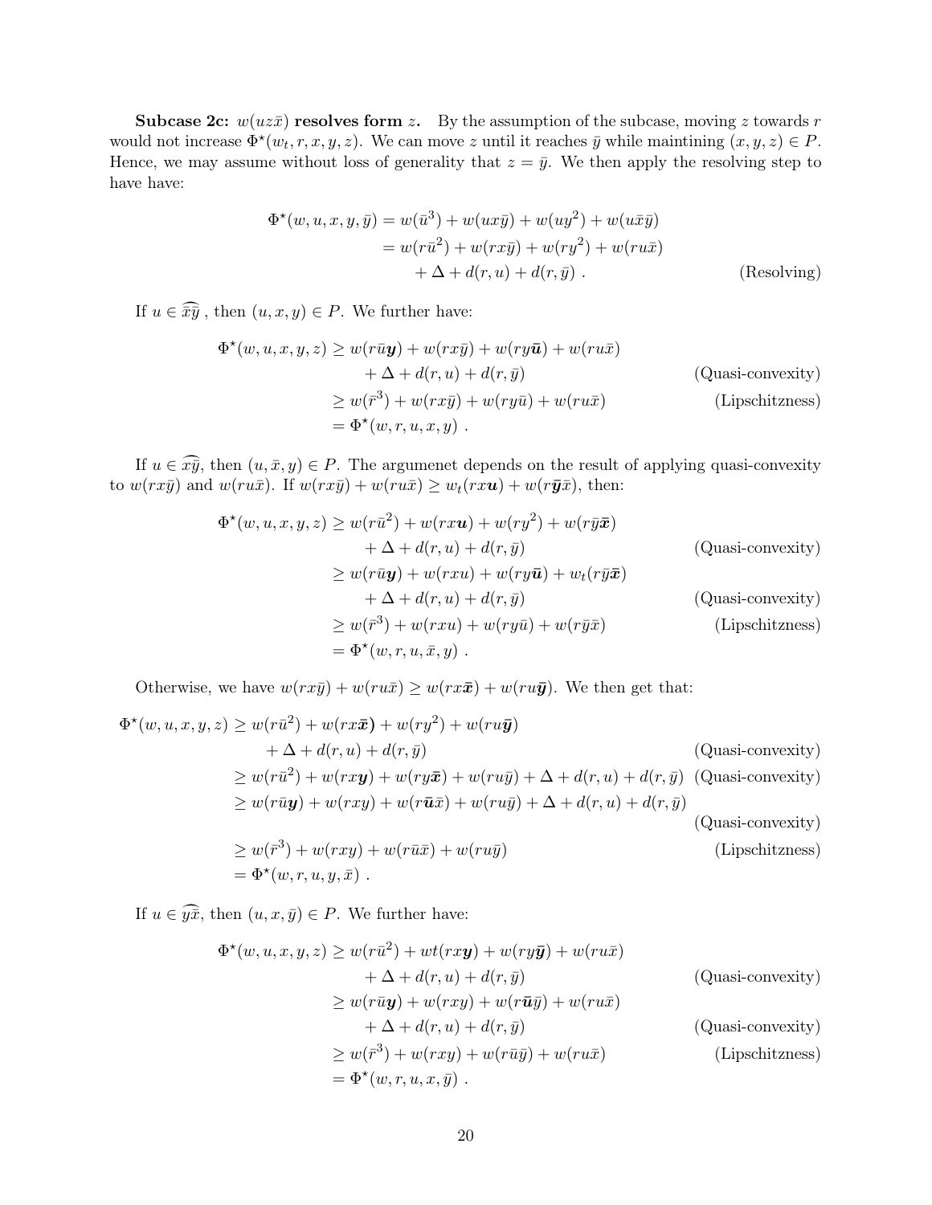**Subcase 2c: $w(uz\bar{x})$ resolves form $z$.** By the assumption of the subcase, moving $z$ towards $r$ would not increase $\Phi^\star(w_t, r, x, y, z)$. We can move $z$ until it reaches $\bar{y}$ while maintining $(x, y, z) \in P$. Hence, we may assume without loss of generality that $z = \bar{y}$. We then apply the resolving step to have have:

$$
\begin{aligned}
\Phi^\star(w, u, x, y, \bar{y}) &= w(\bar{u}^3) + w(ux\bar{y}) + w(uy^2) + w(u\bar{x}\bar{y}) \\
&= w(r\bar{u}^2) + w(rx\bar{y}) + w(ry^2) + w(ru\bar{x}) \\
&\quad + \Delta + d(r, u) + d(r, \bar{y}) \ . \qquad \text{(Resolving)}
\end{aligned}
$$

If $u \in \widehat{\bar{x}\bar{y}}$ , then $(u, x, y) \in P$. We further have:

$$
\begin{aligned}
\Phi^\star(w, u, x, y, z) &\geq w(r\bar{u}\boldsymbol{y}) + w(rx\bar{y}) + w(ry\bar{\boldsymbol{u}}) + w(ru\bar{x}) \\
&\quad + \Delta + d(r, u) + d(r, \bar{y}) \qquad \text{(Quasi-convexity)} \\
&\geq w(\bar{r}^3) + w(rx\bar{y}) + w(ry\bar{u}) + w(ru\bar{x}) \qquad \text{(Lipschitzness)} \\
&= \Phi^\star(w, r, u, x, y) \ .
\end{aligned}
$$

If $u \in \widehat{x\bar{y}}$, then $(u, \bar{x}, y) \in P$. The argumenet depends on the result of applying quasi-convexity to $w(rx\bar{y})$ and $w(ru\bar{x})$. If $w(rx\bar{y}) + w(ru\bar{x}) \geq w_t(rx\boldsymbol{u}) + w(r\bar{\boldsymbol{y}}\bar{x})$, then:

$$
\begin{aligned}
\Phi^\star(w, u, x, y, z) &\geq w(r\bar{u}^2) + w(rx\boldsymbol{u}) + w(ry^2) + w(r\bar{y}\bar{\boldsymbol{x}}) \\
&\quad + \Delta + d(r, u) + d(r, \bar{y}) \qquad \text{(Quasi-convexity)} \\
&\geq w(r\bar{u}\boldsymbol{y}) + w(rxu) + w(ry\bar{\boldsymbol{u}}) + w_t(r\bar{y}\bar{\boldsymbol{x}}) \\
&\quad + \Delta + d(r, u) + d(r, \bar{y}) \qquad \text{(Quasi-convexity)} \\
&\geq w(\bar{r}^3) + w(rxu) + w(ry\bar{u}) + w(r\bar{y}\bar{x}) \qquad \text{(Lipschitzness)} \\
&= \Phi^\star(w, r, u, \bar{x}, y) \ .
\end{aligned}
$$

Otherwise, we have $w(rx\bar{y}) + w(ru\bar{x}) \geq w(rx\bar{\boldsymbol{x}}) + w(ru\bar{\boldsymbol{y}})$. We then get that:

$$
\begin{aligned}
\Phi^\star(w, u, x, y, z) &\geq w(r\bar{u}^2) + w(rx\bar{\boldsymbol{x}}) + w(ry^2) + w(ru\bar{\boldsymbol{y}}) \\
&\quad + \Delta + d(r, u) + d(r, \bar{y}) \qquad \text{(Quasi-convexity)} \\
&\geq w(r\bar{u}^2) + w(rx\boldsymbol{y}) + w(ry\bar{\boldsymbol{x}}) + w(ru\bar{y}) + \Delta + d(r, u) + d(r, \bar{y}) \qquad \text{(Quasi-convexity)} \\
&\geq w(r\bar{u}\boldsymbol{y}) + w(rxy) + w(r\bar{\boldsymbol{u}}\bar{x}) + w(ru\bar{y}) + \Delta + d(r, u) + d(r, \bar{y}) \\
&\qquad \text{(Quasi-convexity)} \\
&\geq w(\bar{r}^3) + w(rxy) + w(r\bar{u}\bar{x}) + w(ru\bar{y}) \qquad \text{(Lipschitzness)} \\
&= \Phi^\star(w, r, u, y, \bar{x}) \ .
\end{aligned}
$$

If $u \in \widehat{y\bar{x}}$, then $(u, x, \bar{y}) \in P$. We further have:

$$
\begin{aligned}
\Phi^\star(w, u, x, y, z) &\geq w(r\bar{u}^2) + wt(rx\boldsymbol{y}) + w(ry\bar{\boldsymbol{y}}) + w(ru\bar{x}) \\
&\quad + \Delta + d(r, u) + d(r, \bar{y}) \qquad \text{(Quasi-convexity)} \\
&\geq w(r\bar{u}\boldsymbol{y}) + w(rxy) + w(r\bar{\boldsymbol{u}}\bar{y}) + w(ru\bar{x}) \\
&\quad + \Delta + d(r, u) + d(r, \bar{y}) \qquad \text{(Quasi-convexity)} \\
&\geq w(\bar{r}^3) + w(rxy) + w(r\bar{u}\bar{y}) + w(ru\bar{x}) \qquad \text{(Lipschitzness)} \\
&= \Phi^\star(w, r, u, x, \bar{y}) \ .
\end{aligned}
$$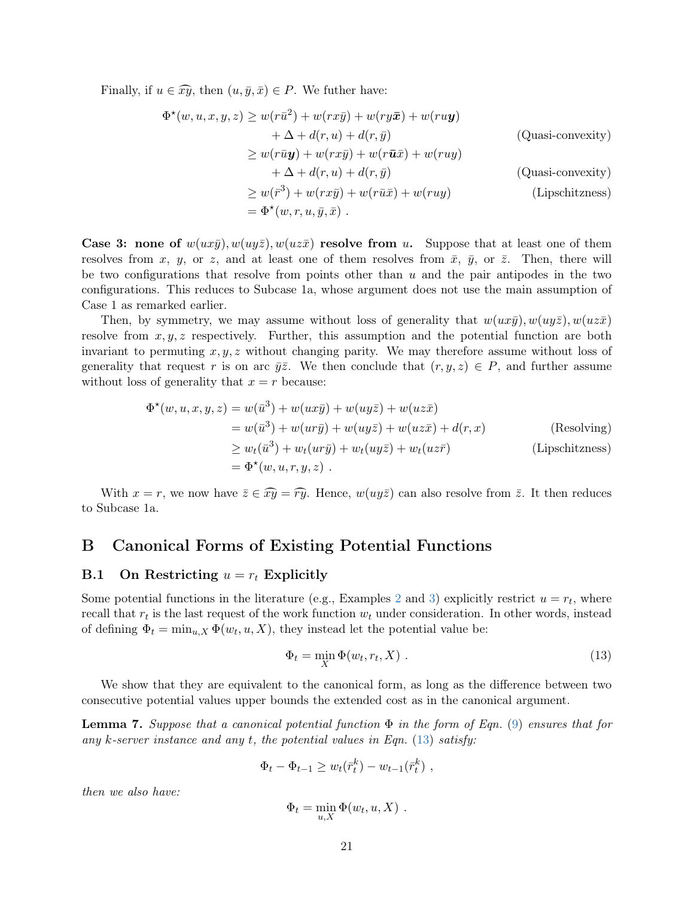Finally, if $u \in \widehat{xy}$, then $(u, \bar{y}, \bar{x}) \in P$. We futher have:

$$
\begin{aligned}
\Phi^\star(w, u, x, y, z) &\geq w(r\bar{u}^2) + w(rx\bar{y}) + w(ry\boldsymbol{\bar{x}}) + w(ru\boldsymbol{y}) \\
&\quad + \Delta + d(r, u) + d(r, \bar{y}) && \text{(Quasi-convexity)} \\
&\geq w(r\bar{u}\boldsymbol{y}) + w(rx\bar{y}) + w(r\boldsymbol{\bar{u}}\bar{x}) + w(ruy) \\
&\quad + \Delta + d(r, u) + d(r, \bar{y}) && \text{(Quasi-convexity)} \\
&\geq w(\bar{r}^3) + w(rx\bar{y}) + w(r\bar{u}\bar{x}) + w(ruy) && \text{(Lipschitzness)} \\
&= \Phi^\star(w, r, u, \bar{y}, \bar{x}) \ .
\end{aligned}
$$

**Case 3: none of $w(ux\bar{y}), w(uy\bar{z}), w(uz\bar{x})$ resolve from $u$.** Suppose that at least one of them resolves from $x$, $y$, or $z$, and at least one of them resolves from $\bar{x}$, $\bar{y}$, or $\bar{z}$. Then, there will be two configurations that resolve from points other than $u$ and the pair antipodes in the two configurations. This reduces to Subcase 1a, whose argument does not use the main assumption of Case 1 as remarked earlier.

Then, by symmetry, we may assume without loss of generality that $w(ux\bar{y}), w(uy\bar{z}), w(uz\bar{x})$ resolve from $x, y, z$ respectively. Further, this assumption and the potential function are both invariant to permuting $x, y, z$ without changing parity. We may therefore assume without loss of generality that request $r$ is on arc $\bar{y}\bar{z}$. We then conclude that $(r, y, z) \in P$, and further assume without loss of generality that $x = r$ because:

$$
\begin{aligned}
\Phi^\star(w, u, x, y, z) &= w(\bar{u}^3) + w(ux\bar{y}) + w(uy\bar{z}) + w(uz\bar{x}) \\
&= w(\bar{u}^3) + w(ur\bar{y}) + w(uy\bar{z}) + w(uz\bar{x}) + d(r, x) && \text{(Resolving)} \\
&\geq w_t(\bar{u}^3) + w_t(ur\bar{y}) + w_t(uy\bar{z}) + w_t(uz\bar{r}) && \text{(Lipschitzness)} \\
&= \Phi^\star(w, u, r, y, z) \ .
\end{aligned}
$$

With $x = r$, we now have $\bar{z} \in \widehat{xy} = \widehat{ry}$. Hence, $w(uy\bar{z})$ can also resolve from $\bar{z}$. It then reduces to Subcase 1a.

# B Canonical Forms of Existing Potential Functions

## B.1 On Restricting $u = r_t$ Explicitly

Some potential functions in the literature (e.g., Examples 2 and 3) explicitly restrict $u = r_t$, where recall that $r_t$ is the last request of the work function $w_t$ under consideration. In other words, instead of defining $\Phi_t = \min_{u,X} \Phi(w_t, u, X)$, they instead let the potential value be:

$$
\Phi_t = \min_X \Phi(w_t, r_t, X) \ . \tag{13}
$$

We show that they are equivalent to the canonical form, as long as the difference between two consecutive potential values upper bounds the extended cost as in the canonical argument.

**Lemma 7.** *Suppose that a canonical potential function $\Phi$ in the form of Eqn. (9) ensures that for any $k$-server instance and any $t$, the potential values in Eqn. (13) satisfy:*

$$
\Phi_t - \Phi_{t-1} \geq w_t(\bar{r}_t^k) - w_{t-1}(\bar{r}_t^k) \ ,
$$

*then we also have:*

$$
\Phi_t = \min_{u,X} \Phi(w_t, u, X) \ .
$$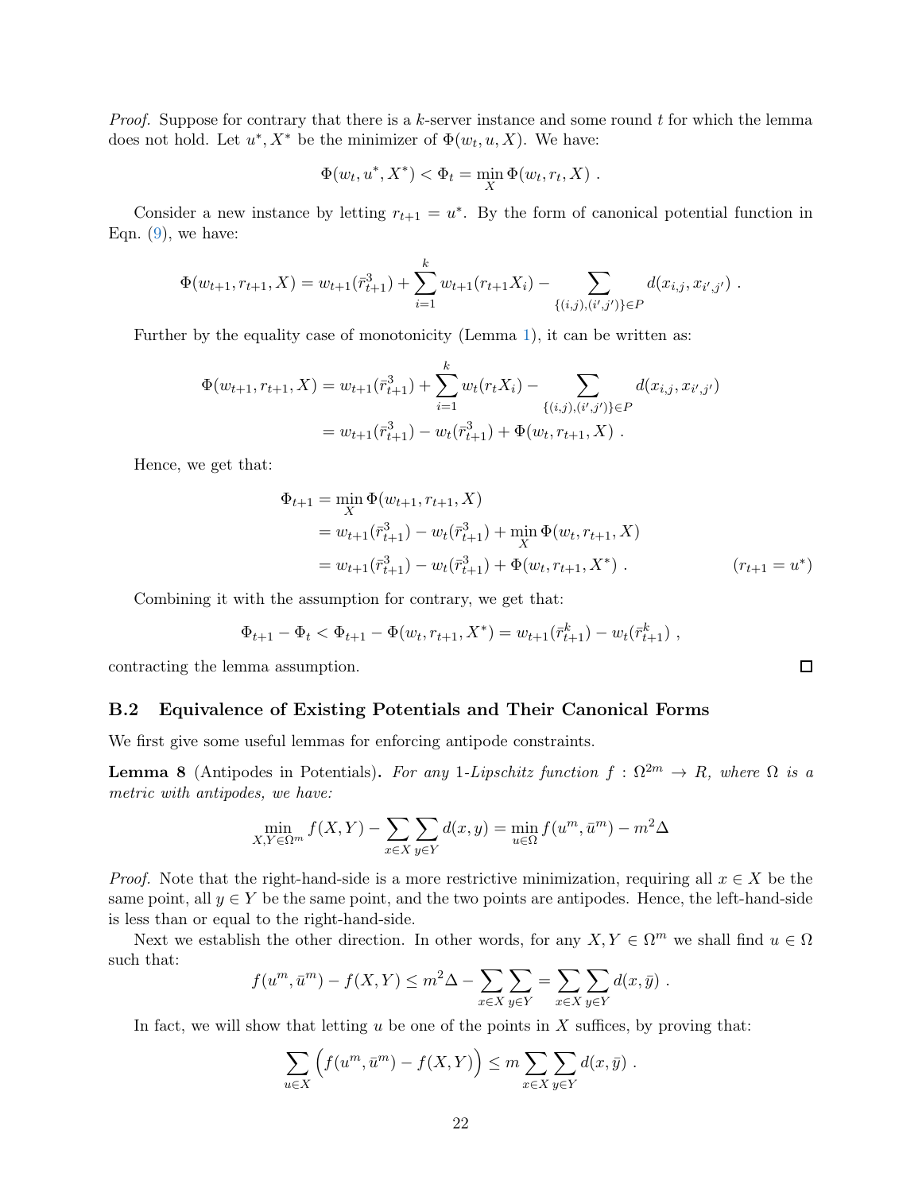*Proof.* Suppose for contrary that there is a $k$-server instance and some round $t$ for which the lemma does not hold. Let $u^*, X^*$ be the minimizer of $\Phi(w_t, u, X)$. We have:

$$\Phi(w_t, u^*, X^*) < \Phi_t = \min_X \Phi(w_t, r_t, X) \ .$$

Consider a new instance by letting $r_{t+1} = u^*$. By the form of canonical potential function in Eqn. (9), we have:

$$\Phi(w_{t+1}, r_{t+1}, X) = w_{t+1}(\bar{r}^3_{t+1}) + \sum_{i=1}^{k} w_{t+1}(r_{t+1} X_i) - \sum_{\{(i,j),(i',j')\} \in P} d(x_{i,j}, x_{i',j'}) \ .$$

Further by the equality case of monotonicity (Lemma 1), it can be written as:

$$\begin{aligned}
\Phi(w_{t+1}, r_{t+1}, X) &= w_{t+1}(\bar{r}^3_{t+1}) + \sum_{i=1}^{k} w_t(r_t X_i) - \sum_{\{(i,j),(i',j')\} \in P} d(x_{i,j}, x_{i',j'}) \\
&= w_{t+1}(\bar{r}^3_{t+1}) - w_t(\bar{r}^3_{t+1}) + \Phi(w_t, r_{t+1}, X) \ .
\end{aligned}$$

Hence, we get that:

$$\begin{aligned}
\Phi_{t+1} &= \min_X \Phi(w_{t+1}, r_{t+1}, X) \\
&= w_{t+1}(\bar{r}^3_{t+1}) - w_t(\bar{r}^3_{t+1}) + \min_X \Phi(w_t, r_{t+1}, X) \\
&= w_{t+1}(\bar{r}^3_{t+1}) - w_t(\bar{r}^3_{t+1}) + \Phi(w_t, r_{t+1}, X^*) \ . && (r_{t+1} = u^*)
\end{aligned}$$

Combining it with the assumption for contrary, we get that:

$$\Phi_{t+1} - \Phi_t < \Phi_{t+1} - \Phi(w_t, r_{t+1}, X^*) = w_{t+1}(\bar{r}^k_{t+1}) - w_t(\bar{r}^k_{t+1}) \ ,$$

contracting the lemma assumption. ☐

### B.2 Equivalence of Existing Potentials and Their Canonical Forms

We first give some useful lemmas for enforcing antipode constraints.

**Lemma 8** (Antipodes in Potentials)**.** *For any 1-Lipschitz function $f : \Omega^{2m} \to R$, where $\Omega$ is a metric with antipodes, we have:*

$$\min_{X,Y \in \Omega^m} f(X, Y) - \sum_{x \in X} \sum_{y \in Y} d(x, y) = \min_{u \in \Omega} f(u^m, \bar{u}^m) - m^2 \Delta$$

*Proof.* Note that the right-hand-side is a more restrictive minimization, requiring all $x \in X$ be the same point, all $y \in Y$ be the same point, and the two points are antipodes. Hence, the left-hand-side is less than or equal to the right-hand-side.

Next we establish the other direction. In other words, for any $X, Y \in \Omega^m$ we shall find $u \in \Omega$ such that:

$$f(u^m, \bar{u}^m) - f(X, Y) \le m^2 \Delta - \sum_{x \in X} \sum_{y \in Y} = \sum_{x \in X} \sum_{y \in Y} d(x, \bar{y}) \ .$$

In fact, we will show that letting $u$ be one of the points in $X$ suffices, by proving that:

$$\sum_{u \in X} \Big( f(u^m, \bar{u}^m) - f(X, Y) \Big) \le m \sum_{x \in X} \sum_{y \in Y} d(x, \bar{y}) \ .$$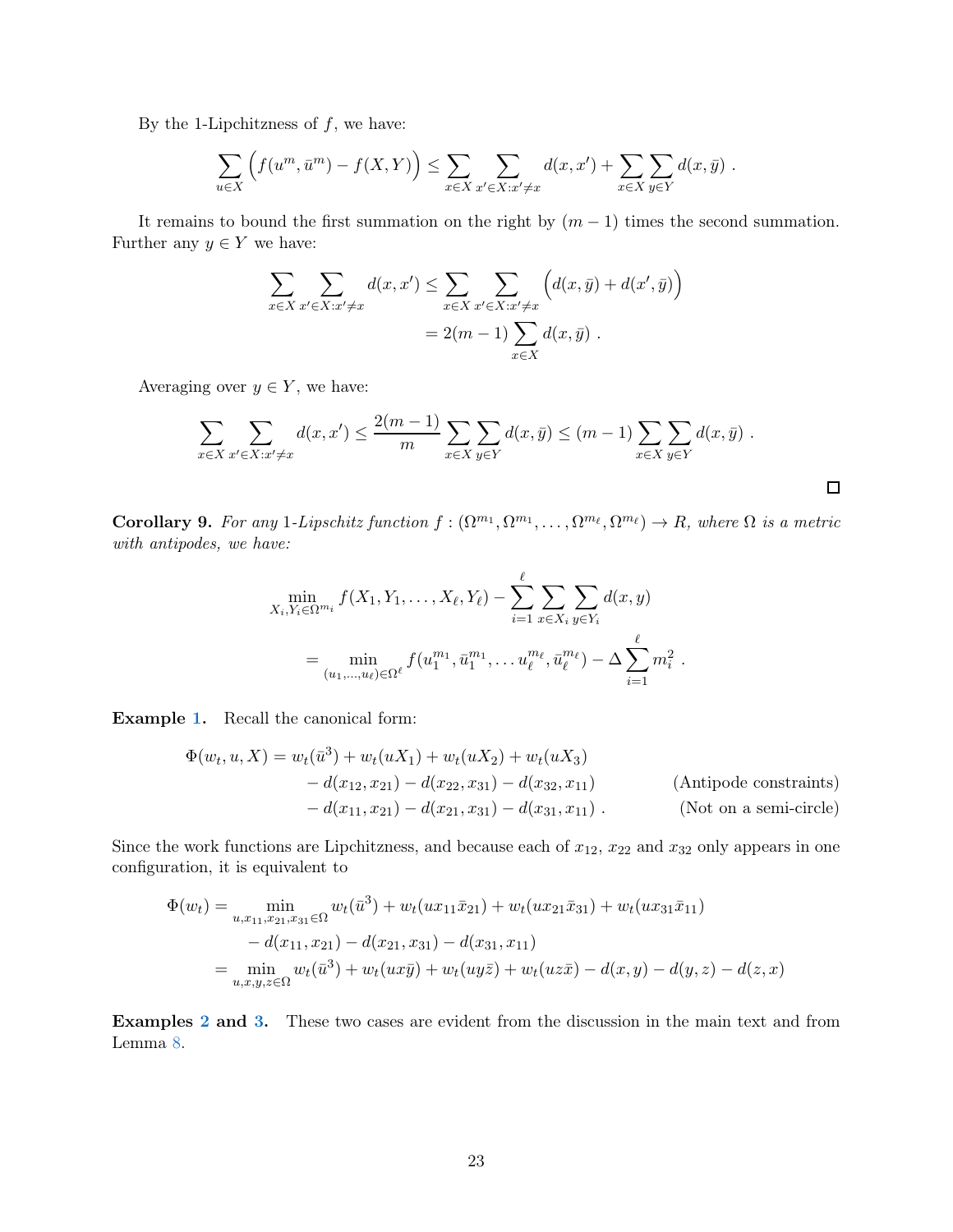By the 1-Lipchitzness of $f$, we have:

$$\sum_{u \in X} \Big( f(u^m, \bar{u}^m) - f(X, Y) \Big) \le \sum_{x \in X} \sum_{x' \in X : x' \ne x} d(x, x') + \sum_{x \in X} \sum_{y \in Y} d(x, \bar{y}) \ .$$

It remains to bound the first summation on the right by $(m-1)$ times the second summation. Further any $y \in Y$ we have:

$$\begin{aligned}
\sum_{x \in X} \sum_{x' \in X : x' \ne x} d(x, x') &\le \sum_{x \in X} \sum_{x' \in X : x' \ne x} \Big( d(x, \bar{y}) + d(x', \bar{y}) \Big) \\
&= 2(m-1) \sum_{x \in X} d(x, \bar{y}) \ .
\end{aligned}$$

Averaging over $y \in Y$, we have:

$$\sum_{x \in X} \sum_{x' \in X : x' \ne x} d(x, x') \le \frac{2(m-1)}{m} \sum_{x \in X} \sum_{y \in Y} d(x, \bar{y}) \le (m-1) \sum_{x \in X} \sum_{y \in Y} d(x, \bar{y}) \ .$$

□

**Corollary 9.** *For any 1-Lipschitz function $f : (\Omega^{m_1}, \Omega^{m_1}, \ldots, \Omega^{m_\ell}, \Omega^{m_\ell}) \to R$, where $\Omega$ is a metric with antipodes, we have:*

$$\begin{aligned}
&\min_{X_i, Y_i \in \Omega^{m_i}} f(X_1, Y_1, \ldots, X_\ell, Y_\ell) - \sum_{i=1}^{\ell} \sum_{x \in X_i} \sum_{y \in Y_i} d(x, y) \\
&= \min_{(u_1, \ldots, u_\ell) \in \Omega^\ell} f(u_1^{m_1}, \bar{u}_1^{m_1}, \ldots u_\ell^{m_\ell}, \bar{u}_\ell^{m_\ell}) - \Delta \sum_{i=1}^{\ell} m_i^2 \ .
\end{aligned}$$

**Example 1.** Recall the canonical form:

$$\begin{aligned}
\Phi(w_t, u, X) = {} & w_t(\bar{u}^3) + w_t(uX_1) + w_t(uX_2) + w_t(uX_3) \\
& - d(x_{12}, x_{21}) - d(x_{22}, x_{31}) - d(x_{32}, x_{11}) && \text{(Antipode constraints)} \\
& - d(x_{11}, x_{21}) - d(x_{21}, x_{31}) - d(x_{31}, x_{11}) \ . && \text{(Not on a semi-circle)}
\end{aligned}$$

Since the work functions are Lipchitzness, and because each of $x_{12}$, $x_{22}$ and $x_{32}$ only appears in one configuration, it is equivalent to

$$\begin{aligned}
\Phi(w_t) &= \min_{u, x_{11}, x_{21}, x_{31} \in \Omega} w_t(\bar{u}^3) + w_t(ux_{11}\bar{x}_{21}) + w_t(ux_{21}\bar{x}_{31}) + w_t(ux_{31}\bar{x}_{11}) \\
&\quad - d(x_{11}, x_{21}) - d(x_{21}, x_{31}) - d(x_{31}, x_{11}) \\
&= \min_{u, x, y, z \in \Omega} w_t(\bar{u}^3) + w_t(ux\bar{y}) + w_t(uy\bar{z}) + w_t(uz\bar{x}) - d(x, y) - d(y, z) - d(z, x)
\end{aligned}$$

**Examples 2 and 3.** These two cases are evident from the discussion in the main text and from Lemma 8.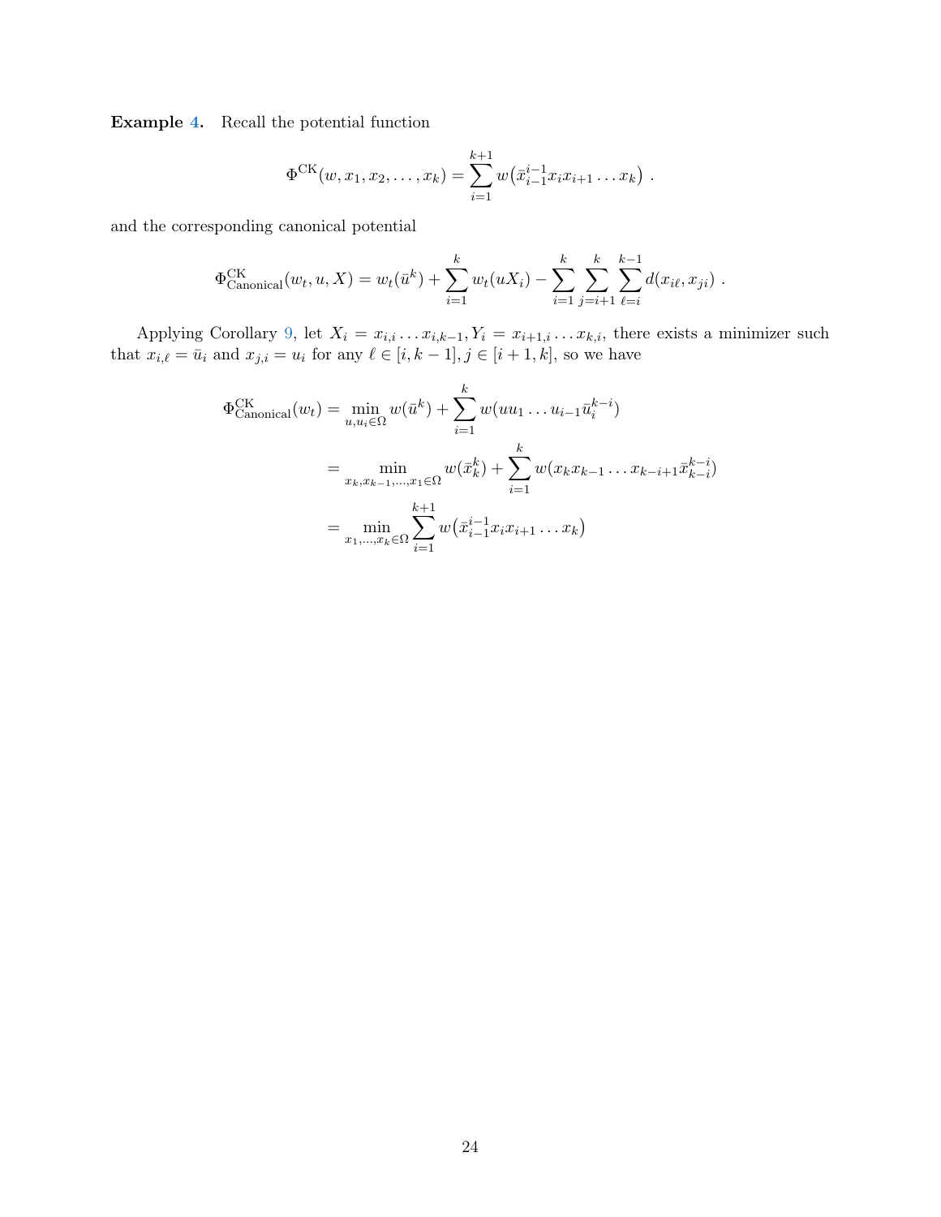**Example 4.** Recall the potential function

$$\Phi^{\mathrm{CK}}(w, x_1, x_2, \ldots, x_k) = \sum_{i=1}^{k+1} w\big(\bar{x}_{i-1}^{i-1} x_i x_{i+1} \ldots x_k\big) \ .$$

and the corresponding canonical potential

$$\Phi^{\mathrm{CK}}_{\mathrm{Canonical}}(w_t, u, X) = w_t(\bar{u}^k) + \sum_{i=1}^{k} w_t(uX_i) - \sum_{i=1}^{k} \sum_{j=i+1}^{k} \sum_{\ell=i}^{k-1} d(x_{i\ell}, x_{ji}) \ .$$

Applying Corollary 9, let $X_i = x_{i,i} \ldots x_{i,k-1}, Y_i = x_{i+1,i} \ldots x_{k,i}$, there exists a minimizer such that $x_{i,\ell} = \bar{u}_i$ and $x_{j,i} = u_i$ for any $\ell \in [i, k-1], j \in [i+1, k]$, so we have

$$\begin{aligned}
\Phi^{\mathrm{CK}}_{\mathrm{Canonical}}(w_t) &= \min_{u, u_i \in \Omega} w(\bar{u}^k) + \sum_{i=1}^{k} w(uu_1 \ldots u_{i-1} \bar{u}_i^{k-i}) \\
&= \min_{x_k, x_{k-1}, \ldots, x_1 \in \Omega} w(\bar{x}_k^k) + \sum_{i=1}^{k} w(x_k x_{k-1} \ldots x_{k-i+1} \bar{x}_{k-i}^{k-i}) \\
&= \min_{x_1, \ldots, x_k \in \Omega} \sum_{i=1}^{k+1} w\big(\bar{x}_{i-1}^{i-1} x_i x_{i+1} \ldots x_k\big)
\end{aligned}$$